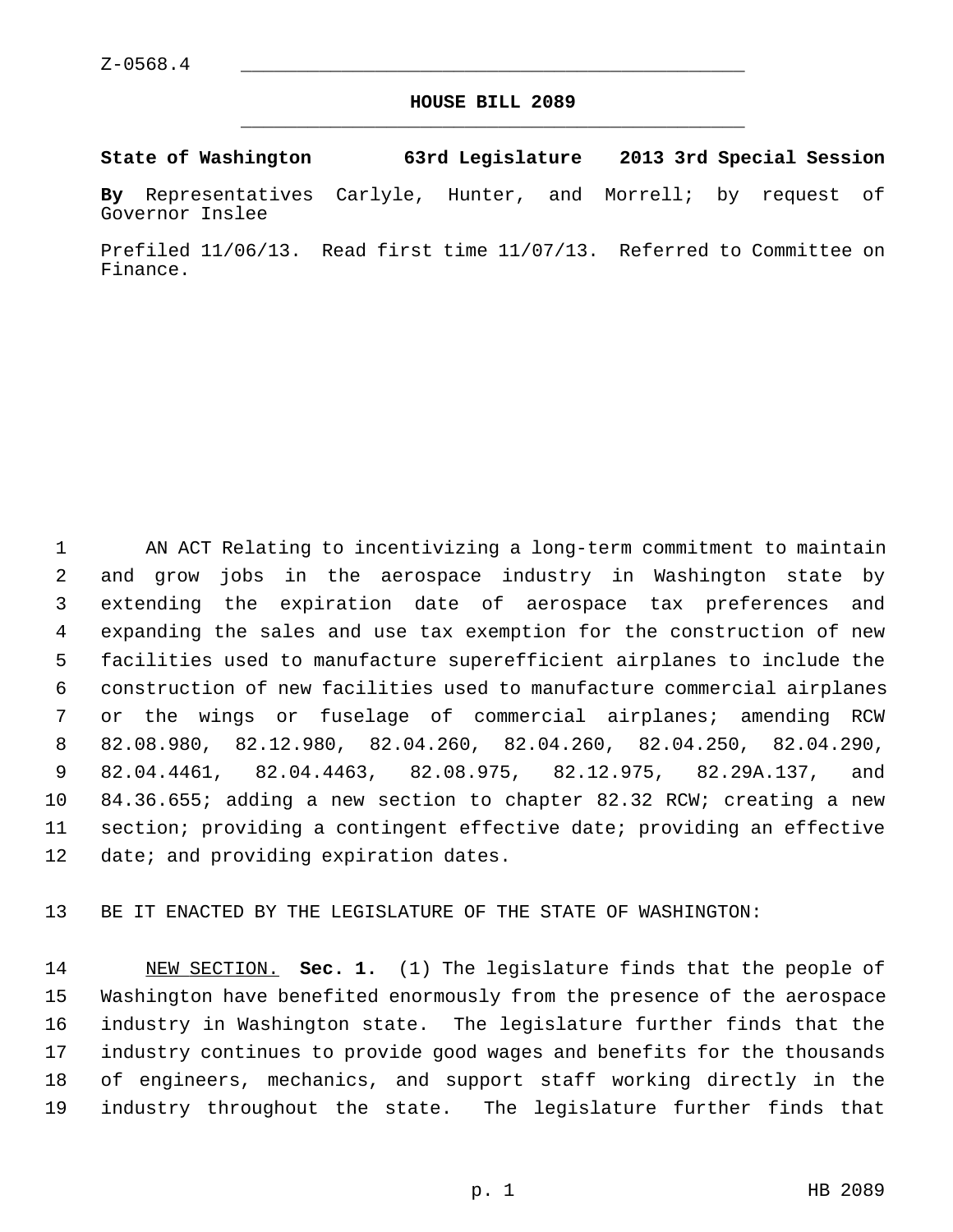Z-0568.4

# HOUSE BILL 2089

**State of Washington 63rd Legislature 2013 3rd Special Session**

**By** Representatives Carlyle, Hunter, and Morrell; by request of Governor Inslee

Prefiled 11/06/13. Read first time 11/07/13. Referred to Committee on Finance.

AN ACT Relating to incentivizing a long-term commitment to maintain and grow jobs in the aerospace industry in Washington state by extending the expiration date of aerospace tax preferences and expanding the sales and use tax exemption for the construction of new facilities used to manufacture superefficient airplanes to include the construction of new facilities used to manufacture commercial airplanes or the wings or fuselage of commercial airplanes; amending RCW 82.08.980, 82.12.980, 82.04.260, 82.04.260, 82.04.250, 82.04.290, 82.04.4461, 82.04.4463, 82.08.975, 82.12.975, 82.29A.137, and 84.36.655; adding a new section to chapter 82.32 RCW; creating a new section; providing a contingent effective date; providing an effective date; and providing expiration dates.

BE IT ENACTED BY THE LEGISLATURE OF THE STATE OF WASHINGTON:

NEW SECTION. **Sec. 1.** (1) The legislature finds that the people of Washington have benefited enormously from the presence of the aerospace industry in Washington state. The legislature further finds that the industry continues to provide good wages and benefits for the thousands of engineers, mechanics, and support staff working directly in the industry throughout the state. The legislature further finds that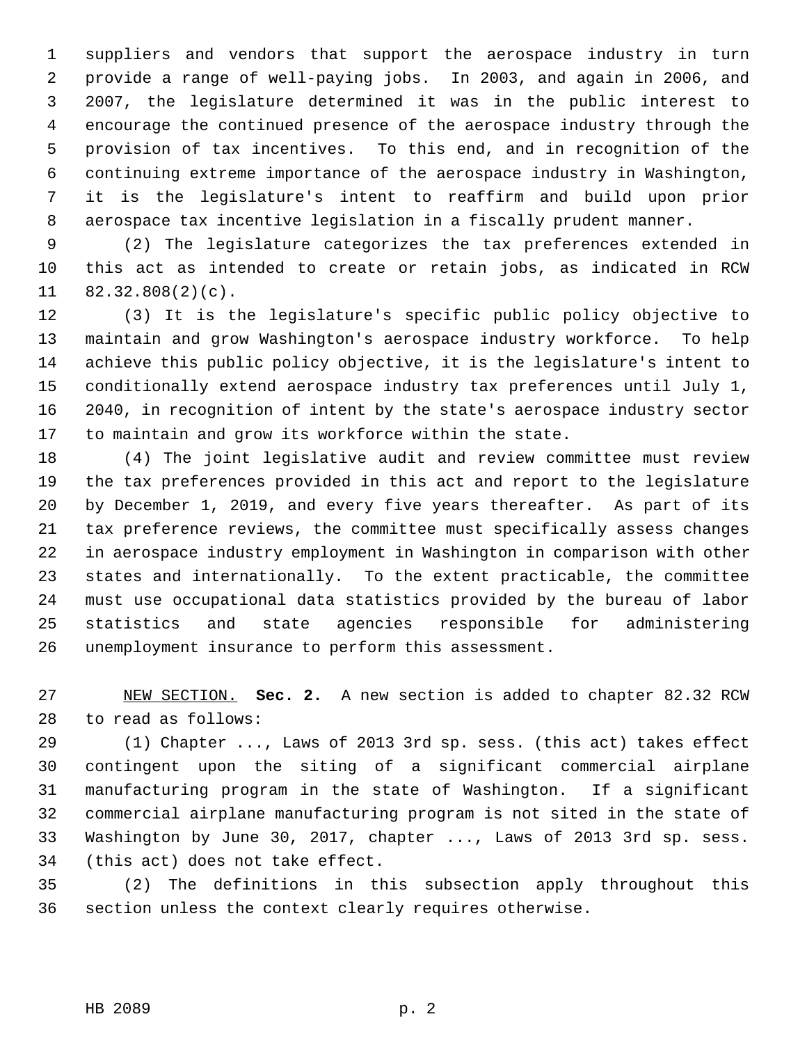suppliers and vendors that support the aerospace industry in turn provide a range of well-paying jobs. In 2003, and again in 2006, and 2007, the legislature determined it was in the public interest to encourage the continued presence of the aerospace industry through the provision of tax incentives. To this end, and in recognition of the continuing extreme importance of the aerospace industry in Washington, it is the legislature's intent to reaffirm and build upon prior aerospace tax incentive legislation in a fiscally prudent manner.

(2) The legislature categorizes the tax preferences extended in this act as intended to create or retain jobs, as indicated in RCW 82.32.808(2)(c).

(3) It is the legislature's specific public policy objective to maintain and grow Washington's aerospace industry workforce. To help achieve this public policy objective, it is the legislature's intent to conditionally extend aerospace industry tax preferences until July 1, 2040, in recognition of intent by the state's aerospace industry sector to maintain and grow its workforce within the state.

(4) The joint legislative audit and review committee must review the tax preferences provided in this act and report to the legislature by December 1, 2019, and every five years thereafter. As part of its tax preference reviews, the committee must specifically assess changes in aerospace industry employment in Washington in comparison with other states and internationally. To the extent practicable, the committee must use occupational data statistics provided by the bureau of labor statistics and state agencies responsible for administering unemployment insurance to perform this assessment.

NEW SECTION. **Sec. 2.** A new section is added to chapter 82.32 RCW to read as follows:

(1) Chapter ..., Laws of 2013 3rd sp. sess. (this act) takes effect contingent upon the siting of a significant commercial airplane manufacturing program in the state of Washington. If a significant commercial airplane manufacturing program is not sited in the state of Washington by June 30, 2017, chapter ..., Laws of 2013 3rd sp. sess. (this act) does not take effect.

(2) The definitions in this subsection apply throughout this section unless the context clearly requires otherwise.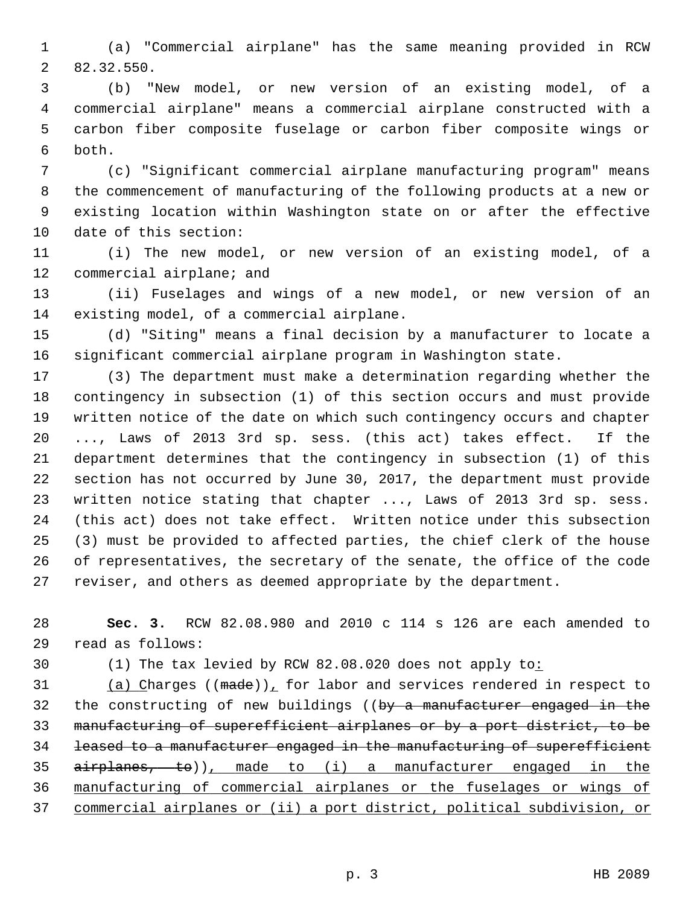(a) "Commercial airplane" has the same meaning provided in RCW 82.32.550.

(b) "New model, or new version of an existing model, of a commercial airplane" means a commercial airplane constructed with a carbon fiber composite fuselage or carbon fiber composite wings or both.

(c) "Significant commercial airplane manufacturing program" means the commencement of manufacturing of the following products at a new or existing location within Washington state on or after the effective date of this section:

(i) The new model, or new version of an existing model, of a commercial airplane; and

(ii) Fuselages and wings of a new model, or new version of an existing model, of a commercial airplane.

(d) "Siting" means a final decision by a manufacturer to locate a significant commercial airplane program in Washington state.

(3) The department must make a determination regarding whether the contingency in subsection (1) of this section occurs and must provide written notice of the date on which such contingency occurs and chapter ..., Laws of 2013 3rd sp. sess. (this act) takes effect. If the department determines that the contingency in subsection (1) of this section has not occurred by June 30, 2017, the department must provide written notice stating that chapter ..., Laws of 2013 3rd sp. sess. (this act) does not take effect. Written notice under this subsection (3) must be provided to affected parties, the chief clerk of the house of representatives, the secretary of the senate, the office of the code reviser, and others as deemed appropriate by the department.

**Sec. 3.** RCW 82.08.980 and 2010 c 114 s 126 are each amended to read as follows:

(1) The tax levied by RCW 82.08.020 does not apply to:

(a) Charges ((~~made~~)), for labor and services rendered in respect to the constructing of new buildings ((~~by a manufacturer engaged in the manufacturing of superefficient airplanes or by a port district, to be leased to a manufacturer engaged in the manufacturing of superefficient airplanes, to~~)), made to (i) a manufacturer engaged in the manufacturing of commercial airplanes or the fuselages or wings of commercial airplanes or (ii) a port district, political subdivision, or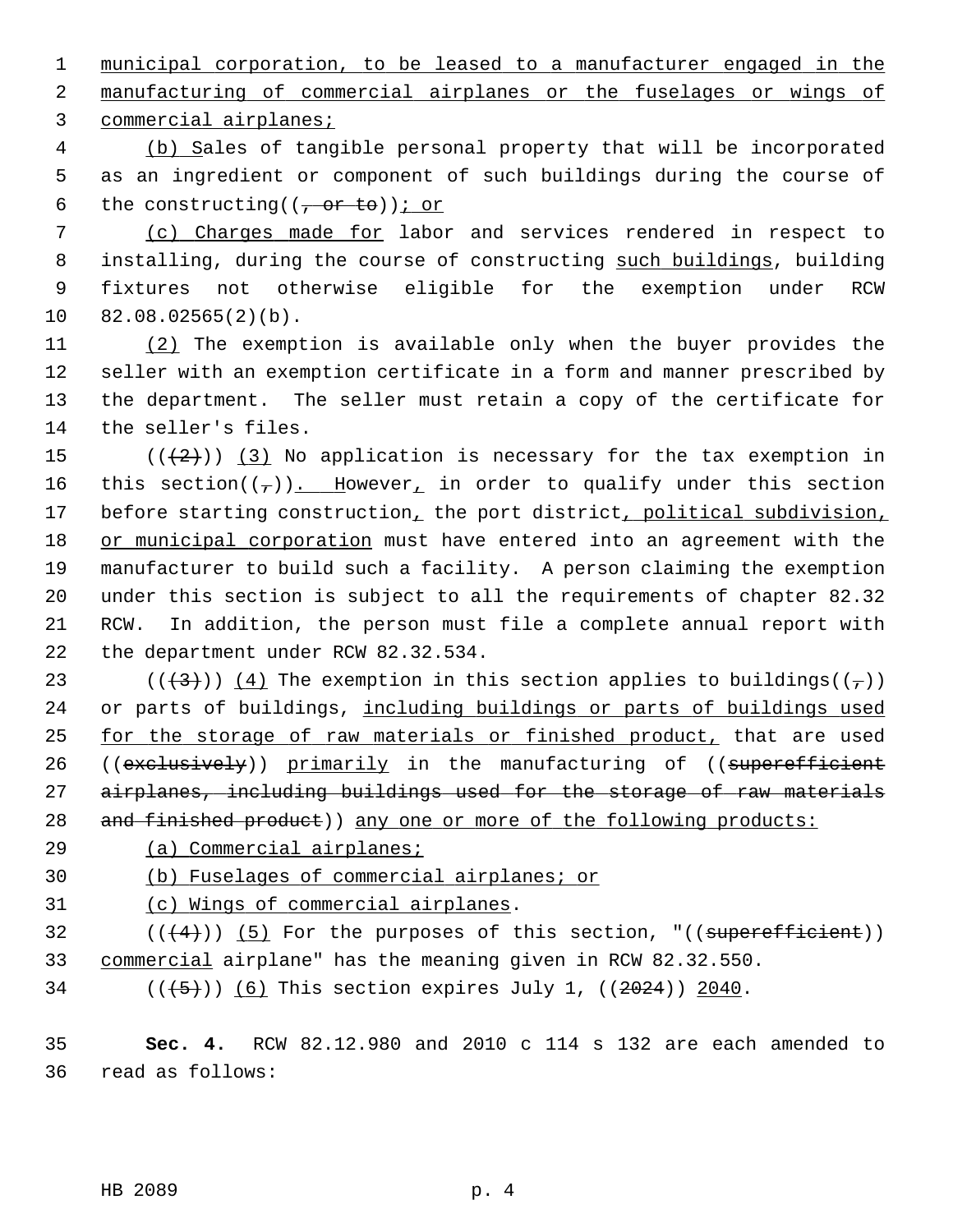municipal corporation, to be leased to a manufacturer engaged in the manufacturing of commercial airplanes or the fuselages or wings of commercial airplanes;

(b) Sales of tangible personal property that will be incorporated as an ingredient or component of such buildings during the course of the constructing((, or to)); or

(c) Charges made for labor and services rendered in respect to installing, during the course of constructing such buildings, building fixtures not otherwise eligible for the exemption under RCW 82.08.02565(2)(b).

(2) The exemption is available only when the buyer provides the seller with an exemption certificate in a form and manner prescribed by the department. The seller must retain a copy of the certificate for the seller's files.

(((2))) (3) No application is necessary for the tax exemption in this section((,)). However, in order to qualify under this section before starting construction, the port district, political subdivision, or municipal corporation must have entered into an agreement with the manufacturer to build such a facility. A person claiming the exemption under this section is subject to all the requirements of chapter 82.32 RCW. In addition, the person must file a complete annual report with the department under RCW 82.32.534.

(((3))) (4) The exemption in this section applies to buildings((,)) or parts of buildings, including buildings or parts of buildings used for the storage of raw materials or finished product, that are used ((exclusively)) primarily in the manufacturing of ((superefficient airplanes, including buildings used for the storage of raw materials and finished product)) any one or more of the following products:

(a) Commercial airplanes;

(b) Fuselages of commercial airplanes; or

(c) Wings of commercial airplanes.

(((4))) (5) For the purposes of this section, "((superefficient)) commercial airplane" has the meaning given in RCW 82.32.550.

(((5))) (6) This section expires July 1, ((2024)) 2040.

**Sec. 4.** RCW 82.12.980 and 2010 c 114 s 132 are each amended to read as follows: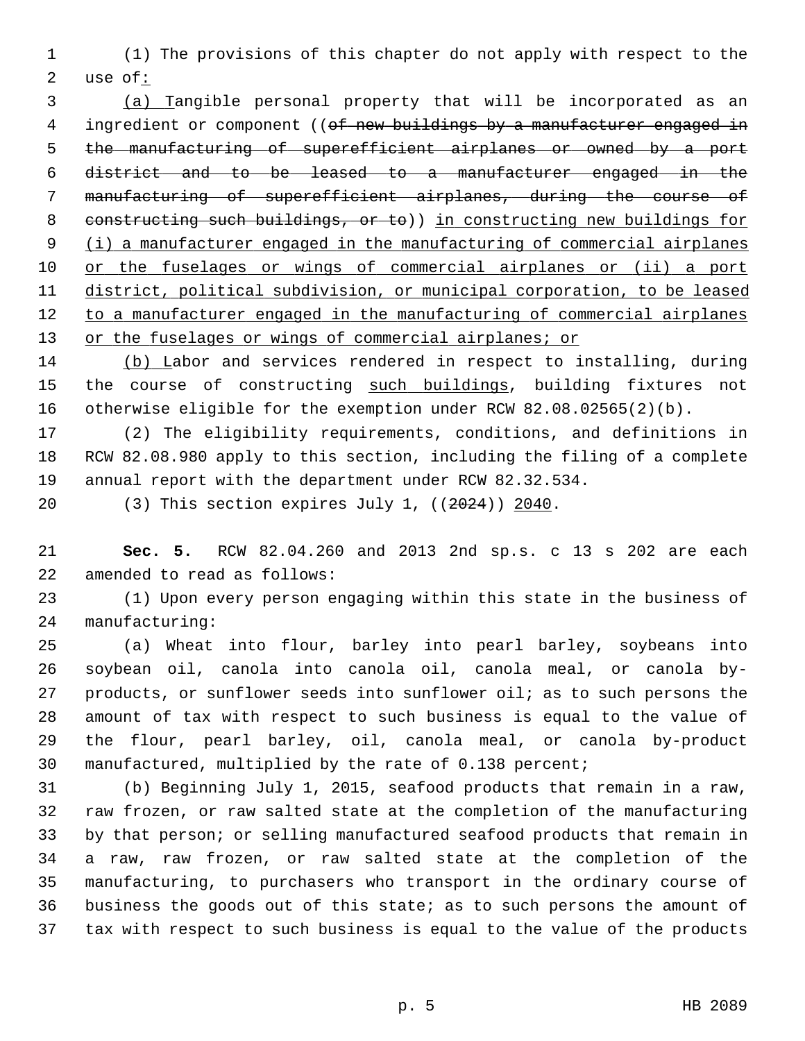(1) The provisions of this chapter do not apply with respect to the use of:

(a) Tangible personal property that will be incorporated as an ingredient or component ((~~of new buildings by a manufacturer engaged in the manufacturing of superefficient airplanes or owned by a port district and to be leased to a manufacturer engaged in the manufacturing of superefficient airplanes, during the course of constructing such buildings, or to~~)) in constructing new buildings for (i) a manufacturer engaged in the manufacturing of commercial airplanes or the fuselages or wings of commercial airplanes or (ii) a port district, political subdivision, or municipal corporation, to be leased to a manufacturer engaged in the manufacturing of commercial airplanes or the fuselages or wings of commercial airplanes; or

(b) Labor and services rendered in respect to installing, during the course of constructing such buildings, building fixtures not otherwise eligible for the exemption under RCW 82.08.02565(2)(b).

(2) The eligibility requirements, conditions, and definitions in RCW 82.08.980 apply to this section, including the filing of a complete annual report with the department under RCW 82.32.534.

(3) This section expires July 1, ((~~2024~~)) 2040.

**Sec. 5.** RCW 82.04.260 and 2013 2nd sp.s. c 13 s 202 are each amended to read as follows:

(1) Upon every person engaging within this state in the business of manufacturing:

(a) Wheat into flour, barley into pearl barley, soybeans into soybean oil, canola into canola oil, canola meal, or canola by-products, or sunflower seeds into sunflower oil; as to such persons the amount of tax with respect to such business is equal to the value of the flour, pearl barley, oil, canola meal, or canola by-product manufactured, multiplied by the rate of 0.138 percent;

(b) Beginning July 1, 2015, seafood products that remain in a raw, raw frozen, or raw salted state at the completion of the manufacturing by that person; or selling manufactured seafood products that remain in a raw, raw frozen, or raw salted state at the completion of the manufacturing, to purchasers who transport in the ordinary course of business the goods out of this state; as to such persons the amount of tax with respect to such business is equal to the value of the products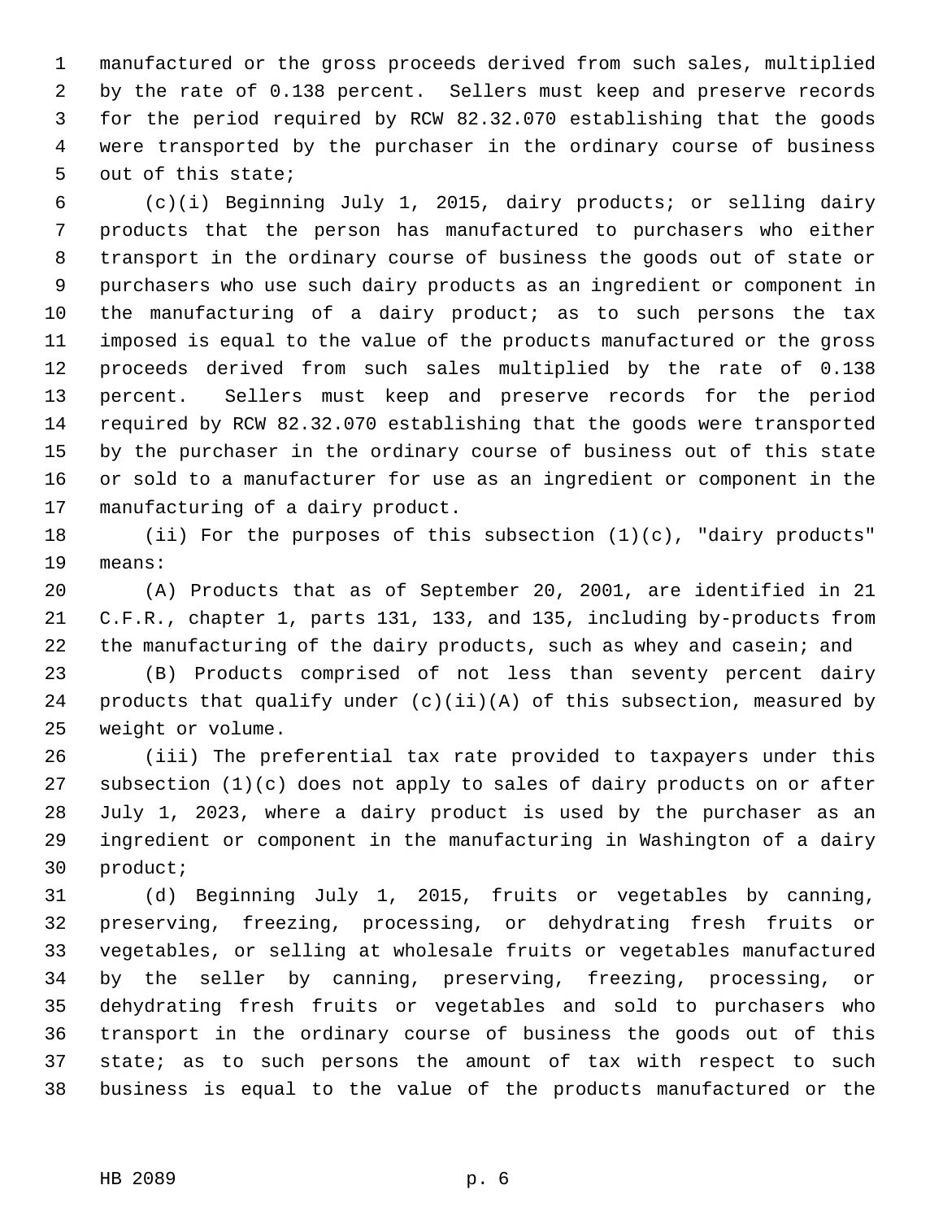manufactured or the gross proceeds derived from such sales, multiplied by the rate of 0.138 percent. Sellers must keep and preserve records for the period required by RCW 82.32.070 establishing that the goods were transported by the purchaser in the ordinary course of business out of this state;

(c)(i) Beginning July 1, 2015, dairy products; or selling dairy products that the person has manufactured to purchasers who either transport in the ordinary course of business the goods out of state or purchasers who use such dairy products as an ingredient or component in the manufacturing of a dairy product; as to such persons the tax imposed is equal to the value of the products manufactured or the gross proceeds derived from such sales multiplied by the rate of 0.138 percent. Sellers must keep and preserve records for the period required by RCW 82.32.070 establishing that the goods were transported by the purchaser in the ordinary course of business out of this state or sold to a manufacturer for use as an ingredient or component in the manufacturing of a dairy product.

(ii) For the purposes of this subsection (1)(c), "dairy products" means:

(A) Products that as of September 20, 2001, are identified in 21 C.F.R., chapter 1, parts 131, 133, and 135, including by-products from the manufacturing of the dairy products, such as whey and casein; and

(B) Products comprised of not less than seventy percent dairy products that qualify under (c)(ii)(A) of this subsection, measured by weight or volume.

(iii) The preferential tax rate provided to taxpayers under this subsection (1)(c) does not apply to sales of dairy products on or after July 1, 2023, where a dairy product is used by the purchaser as an ingredient or component in the manufacturing in Washington of a dairy product;

(d) Beginning July 1, 2015, fruits or vegetables by canning, preserving, freezing, processing, or dehydrating fresh fruits or vegetables, or selling at wholesale fruits or vegetables manufactured by the seller by canning, preserving, freezing, processing, or dehydrating fresh fruits or vegetables and sold to purchasers who transport in the ordinary course of business the goods out of this state; as to such persons the amount of tax with respect to such business is equal to the value of the products manufactured or the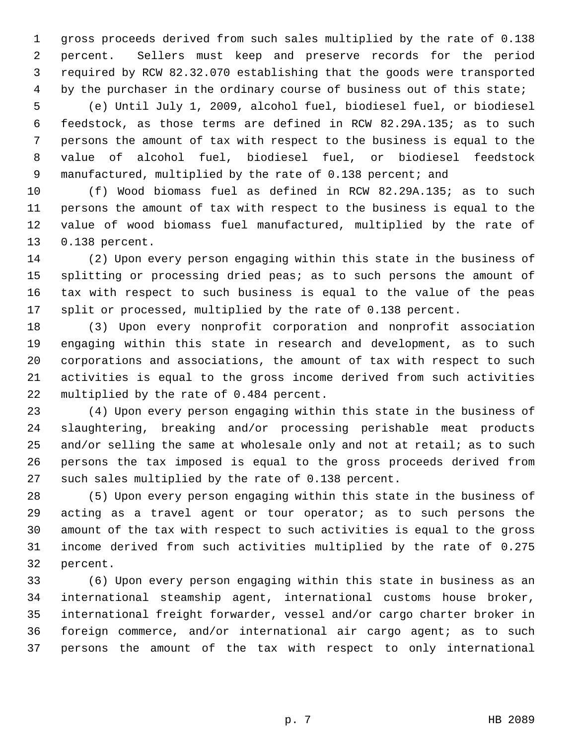gross proceeds derived from such sales multiplied by the rate of 0.138 percent. Sellers must keep and preserve records for the period required by RCW 82.32.070 establishing that the goods were transported by the purchaser in the ordinary course of business out of this state;

(e) Until July 1, 2009, alcohol fuel, biodiesel fuel, or biodiesel feedstock, as those terms are defined in RCW 82.29A.135; as to such persons the amount of tax with respect to the business is equal to the value of alcohol fuel, biodiesel fuel, or biodiesel feedstock manufactured, multiplied by the rate of 0.138 percent; and

(f) Wood biomass fuel as defined in RCW 82.29A.135; as to such persons the amount of tax with respect to the business is equal to the value of wood biomass fuel manufactured, multiplied by the rate of 0.138 percent.

(2) Upon every person engaging within this state in the business of splitting or processing dried peas; as to such persons the amount of tax with respect to such business is equal to the value of the peas split or processed, multiplied by the rate of 0.138 percent.

(3) Upon every nonprofit corporation and nonprofit association engaging within this state in research and development, as to such corporations and associations, the amount of tax with respect to such activities is equal to the gross income derived from such activities multiplied by the rate of 0.484 percent.

(4) Upon every person engaging within this state in the business of slaughtering, breaking and/or processing perishable meat products and/or selling the same at wholesale only and not at retail; as to such persons the tax imposed is equal to the gross proceeds derived from such sales multiplied by the rate of 0.138 percent.

(5) Upon every person engaging within this state in the business of acting as a travel agent or tour operator; as to such persons the amount of the tax with respect to such activities is equal to the gross income derived from such activities multiplied by the rate of 0.275 percent.

(6) Upon every person engaging within this state in business as an international steamship agent, international customs house broker, international freight forwarder, vessel and/or cargo charter broker in foreign commerce, and/or international air cargo agent; as to such persons the amount of the tax with respect to only international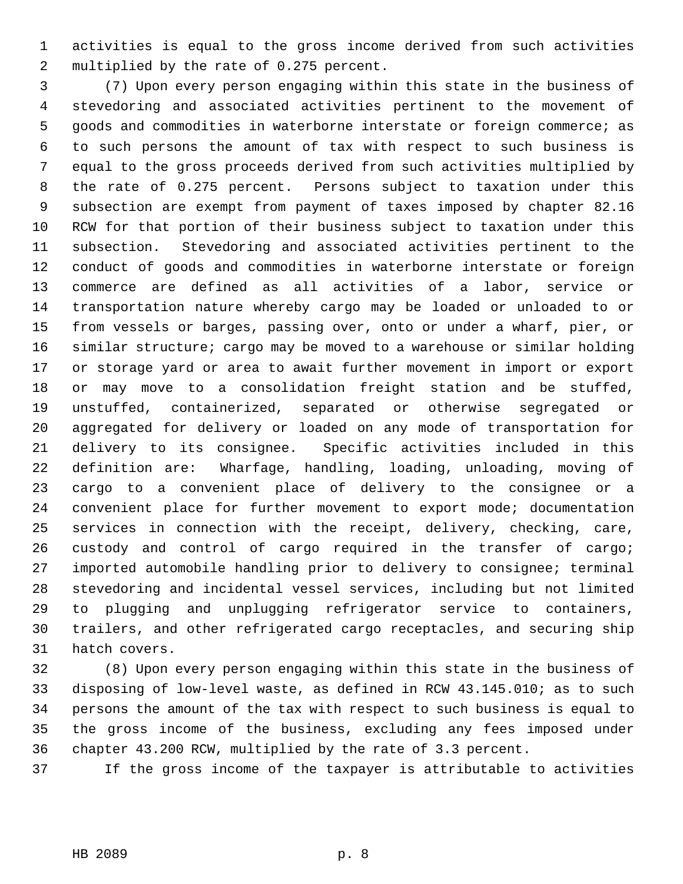activities is equal to the gross income derived from such activities multiplied by the rate of 0.275 percent.

(7) Upon every person engaging within this state in the business of stevedoring and associated activities pertinent to the movement of goods and commodities in waterborne interstate or foreign commerce; as to such persons the amount of tax with respect to such business is equal to the gross proceeds derived from such activities multiplied by the rate of 0.275 percent. Persons subject to taxation under this subsection are exempt from payment of taxes imposed by chapter 82.16 RCW for that portion of their business subject to taxation under this subsection. Stevedoring and associated activities pertinent to the conduct of goods and commodities in waterborne interstate or foreign commerce are defined as all activities of a labor, service or transportation nature whereby cargo may be loaded or unloaded to or from vessels or barges, passing over, onto or under a wharf, pier, or similar structure; cargo may be moved to a warehouse or similar holding or storage yard or area to await further movement in import or export or may move to a consolidation freight station and be stuffed, unstuffed, containerized, separated or otherwise segregated or aggregated for delivery or loaded on any mode of transportation for delivery to its consignee. Specific activities included in this definition are: Wharfage, handling, loading, unloading, moving of cargo to a convenient place of delivery to the consignee or a convenient place for further movement to export mode; documentation services in connection with the receipt, delivery, checking, care, custody and control of cargo required in the transfer of cargo; imported automobile handling prior to delivery to consignee; terminal stevedoring and incidental vessel services, including but not limited to plugging and unplugging refrigerator service to containers, trailers, and other refrigerated cargo receptacles, and securing ship hatch covers.

(8) Upon every person engaging within this state in the business of disposing of low-level waste, as defined in RCW 43.145.010; as to such persons the amount of the tax with respect to such business is equal to the gross income of the business, excluding any fees imposed under chapter 43.200 RCW, multiplied by the rate of 3.3 percent.

If the gross income of the taxpayer is attributable to activities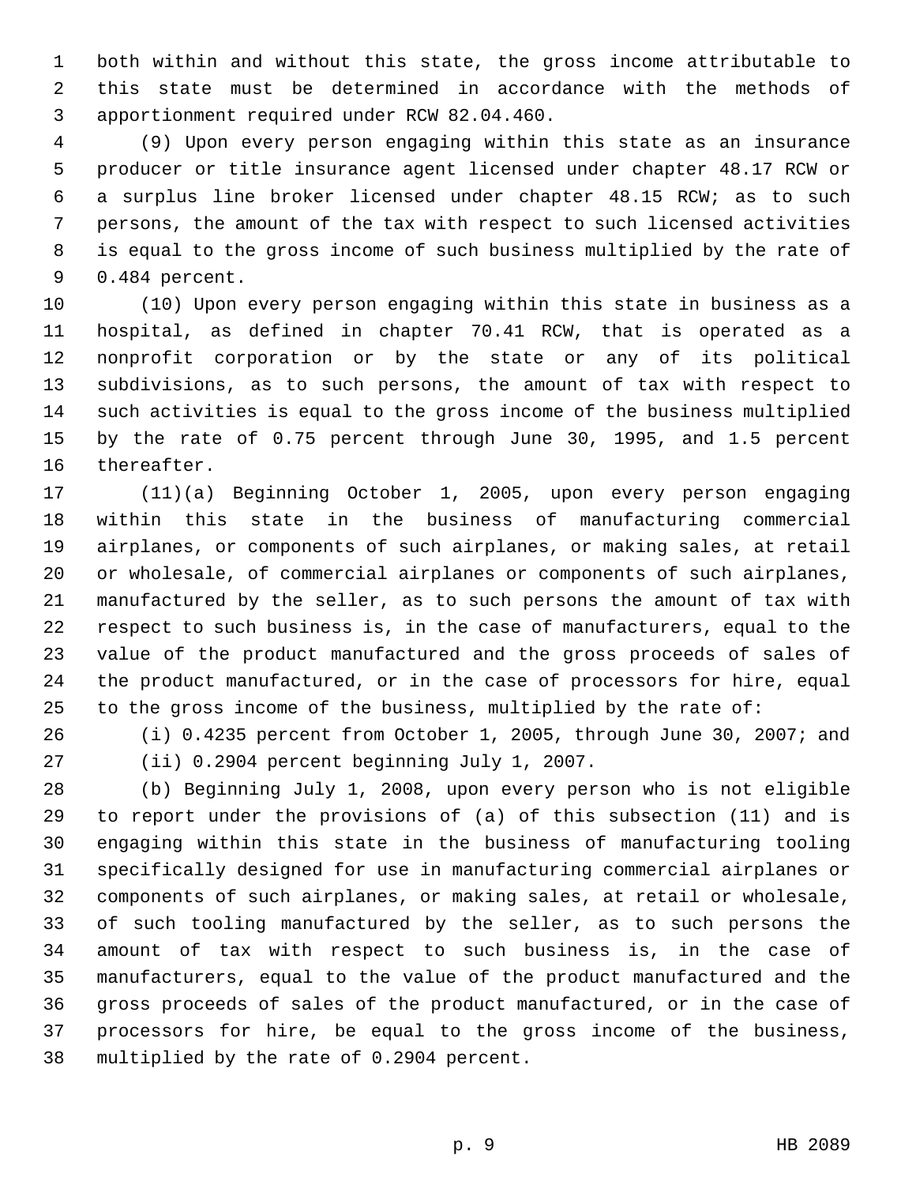both within and without this state, the gross income attributable to this state must be determined in accordance with the methods of apportionment required under RCW 82.04.460.

(9) Upon every person engaging within this state as an insurance producer or title insurance agent licensed under chapter 48.17 RCW or a surplus line broker licensed under chapter 48.15 RCW; as to such persons, the amount of the tax with respect to such licensed activities is equal to the gross income of such business multiplied by the rate of 0.484 percent.

(10) Upon every person engaging within this state in business as a hospital, as defined in chapter 70.41 RCW, that is operated as a nonprofit corporation or by the state or any of its political subdivisions, as to such persons, the amount of tax with respect to such activities is equal to the gross income of the business multiplied by the rate of 0.75 percent through June 30, 1995, and 1.5 percent thereafter.

(11)(a) Beginning October 1, 2005, upon every person engaging within this state in the business of manufacturing commercial airplanes, or components of such airplanes, or making sales, at retail or wholesale, of commercial airplanes or components of such airplanes, manufactured by the seller, as to such persons the amount of tax with respect to such business is, in the case of manufacturers, equal to the value of the product manufactured and the gross proceeds of sales of the product manufactured, or in the case of processors for hire, equal to the gross income of the business, multiplied by the rate of:

(i) 0.4235 percent from October 1, 2005, through June 30, 2007; and

(ii) 0.2904 percent beginning July 1, 2007.

(b) Beginning July 1, 2008, upon every person who is not eligible to report under the provisions of (a) of this subsection (11) and is engaging within this state in the business of manufacturing tooling specifically designed for use in manufacturing commercial airplanes or components of such airplanes, or making sales, at retail or wholesale, of such tooling manufactured by the seller, as to such persons the amount of tax with respect to such business is, in the case of manufacturers, equal to the value of the product manufactured and the gross proceeds of sales of the product manufactured, or in the case of processors for hire, be equal to the gross income of the business, multiplied by the rate of 0.2904 percent.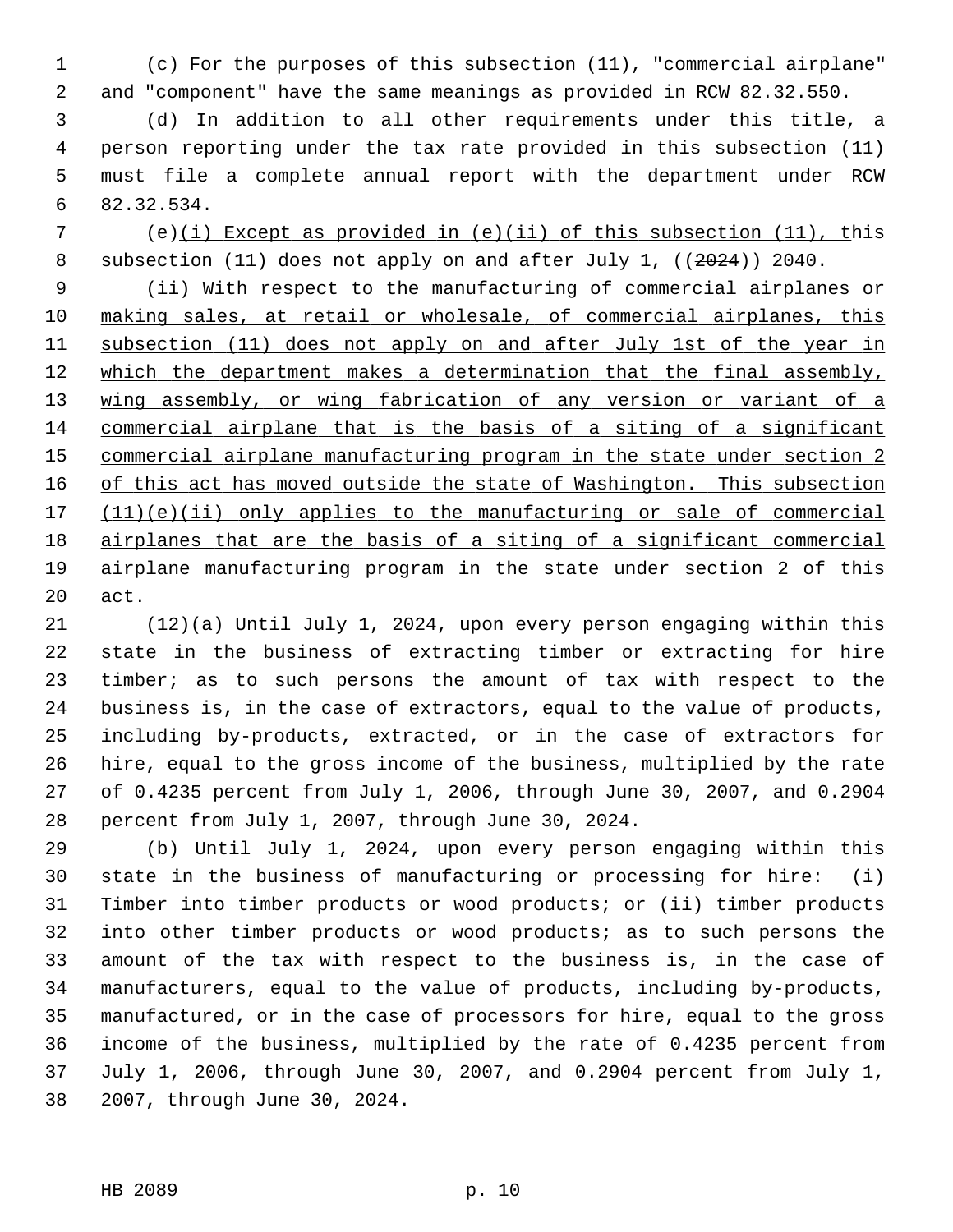(c) For the purposes of this subsection (11), "commercial airplane" and "component" have the same meanings as provided in RCW 82.32.550.

(d) In addition to all other requirements under this title, a person reporting under the tax rate provided in this subsection (11) must file a complete annual report with the department under RCW 82.32.534.

(e)<u>(i) Except as provided in (e)(ii) of this subsection (11), t</u>his subsection (11) does not apply on and after July 1, ((~~2024~~)) <u>2040</u>.

<u>(ii) With respect to the manufacturing of commercial airplanes or making sales, at retail or wholesale, of commercial airplanes, this subsection (11) does not apply on and after July 1st of the year in which the department makes a determination that the final assembly, wing assembly, or wing fabrication of any version or variant of a commercial airplane that is the basis of a siting of a significant commercial airplane manufacturing program in the state under section 2 of this act has moved outside the state of Washington. This subsection (11)(e)(ii) only applies to the manufacturing or sale of commercial airplanes that are the basis of a siting of a significant commercial airplane manufacturing program in the state under section 2 of this act.</u>

(12)(a) Until July 1, 2024, upon every person engaging within this state in the business of extracting timber or extracting for hire timber; as to such persons the amount of tax with respect to the business is, in the case of extractors, equal to the value of products, including by-products, extracted, or in the case of extractors for hire, equal to the gross income of the business, multiplied by the rate of 0.4235 percent from July 1, 2006, through June 30, 2007, and 0.2904 percent from July 1, 2007, through June 30, 2024.

(b) Until July 1, 2024, upon every person engaging within this state in the business of manufacturing or processing for hire: (i) Timber into timber products or wood products; or (ii) timber products into other timber products or wood products; as to such persons the amount of the tax with respect to the business is, in the case of manufacturers, equal to the value of products, including by-products, manufactured, or in the case of processors for hire, equal to the gross income of the business, multiplied by the rate of 0.4235 percent from July 1, 2006, through June 30, 2007, and 0.2904 percent from July 1, 2007, through June 30, 2024.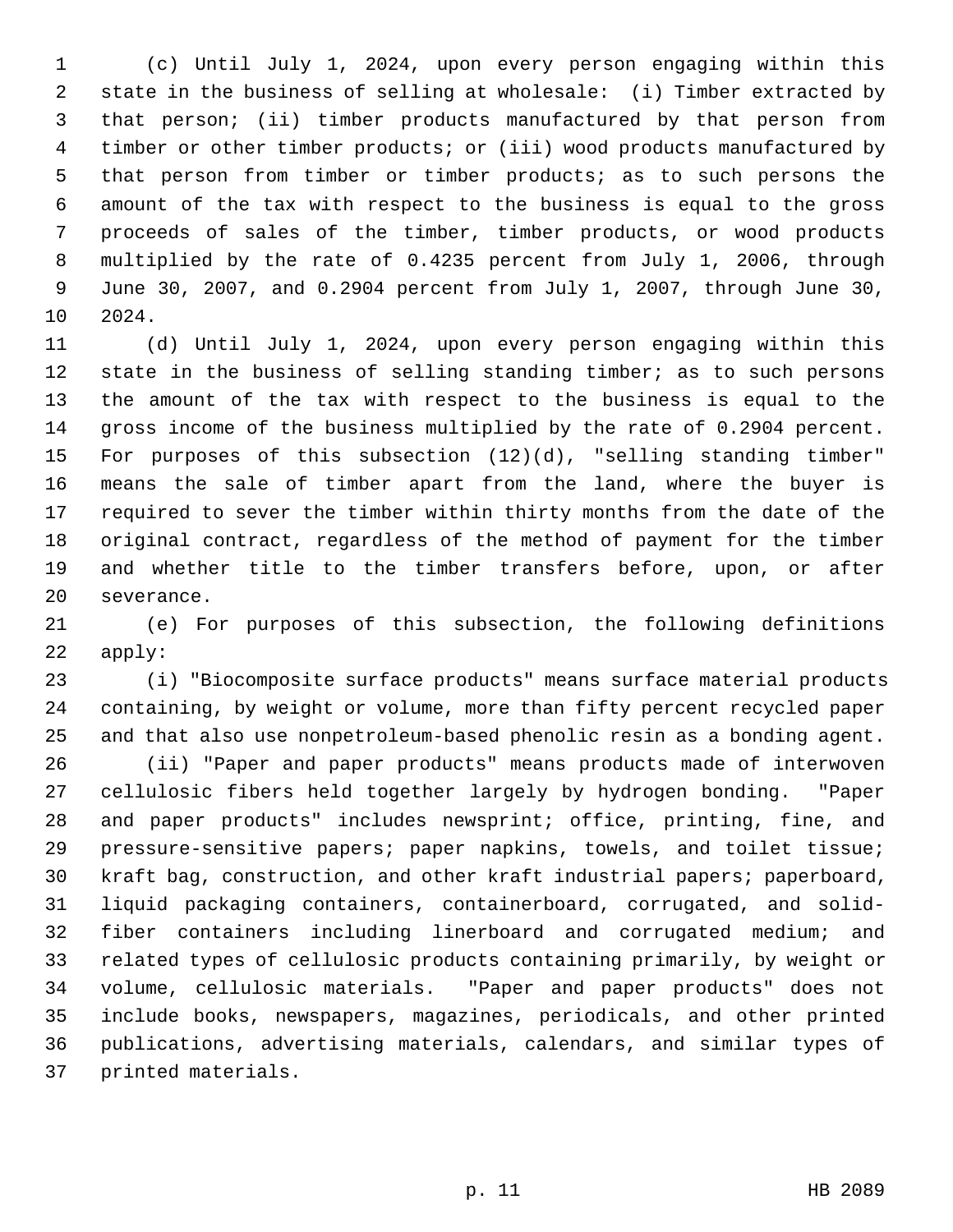(c) Until July 1, 2024, upon every person engaging within this state in the business of selling at wholesale: (i) Timber extracted by that person; (ii) timber products manufactured by that person from timber or other timber products; or (iii) wood products manufactured by that person from timber or timber products; as to such persons the amount of the tax with respect to the business is equal to the gross proceeds of sales of the timber, timber products, or wood products multiplied by the rate of 0.4235 percent from July 1, 2006, through June 30, 2007, and 0.2904 percent from July 1, 2007, through June 30, 2024.

(d) Until July 1, 2024, upon every person engaging within this state in the business of selling standing timber; as to such persons the amount of the tax with respect to the business is equal to the gross income of the business multiplied by the rate of 0.2904 percent. For purposes of this subsection (12)(d), "selling standing timber" means the sale of timber apart from the land, where the buyer is required to sever the timber within thirty months from the date of the original contract, regardless of the method of payment for the timber and whether title to the timber transfers before, upon, or after severance.

(e) For purposes of this subsection, the following definitions apply:

(i) "Biocomposite surface products" means surface material products containing, by weight or volume, more than fifty percent recycled paper and that also use nonpetroleum-based phenolic resin as a bonding agent.

(ii) "Paper and paper products" means products made of interwoven cellulosic fibers held together largely by hydrogen bonding. "Paper and paper products" includes newsprint; office, printing, fine, and pressure-sensitive papers; paper napkins, towels, and toilet tissue; kraft bag, construction, and other kraft industrial papers; paperboard, liquid packaging containers, containerboard, corrugated, and solid-fiber containers including linerboard and corrugated medium; and related types of cellulosic products containing primarily, by weight or volume, cellulosic materials. "Paper and paper products" does not include books, newspapers, magazines, periodicals, and other printed publications, advertising materials, calendars, and similar types of printed materials.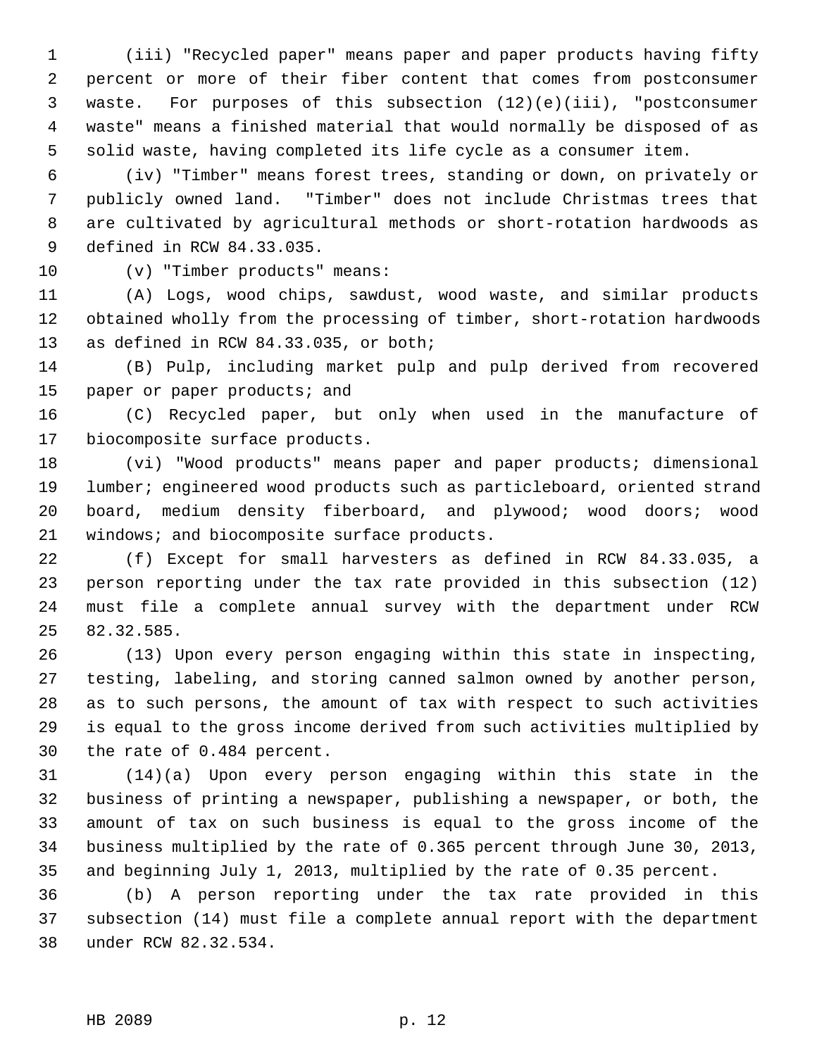(iii) "Recycled paper" means paper and paper products having fifty percent or more of their fiber content that comes from postconsumer waste. For purposes of this subsection (12)(e)(iii), "postconsumer waste" means a finished material that would normally be disposed of as solid waste, having completed its life cycle as a consumer item.

(iv) "Timber" means forest trees, standing or down, on privately or publicly owned land. "Timber" does not include Christmas trees that are cultivated by agricultural methods or short-rotation hardwoods as defined in RCW 84.33.035.

(v) "Timber products" means:

(A) Logs, wood chips, sawdust, wood waste, and similar products obtained wholly from the processing of timber, short-rotation hardwoods as defined in RCW 84.33.035, or both;

(B) Pulp, including market pulp and pulp derived from recovered paper or paper products; and

(C) Recycled paper, but only when used in the manufacture of biocomposite surface products.

(vi) "Wood products" means paper and paper products; dimensional lumber; engineered wood products such as particleboard, oriented strand board, medium density fiberboard, and plywood; wood doors; wood windows; and biocomposite surface products.

(f) Except for small harvesters as defined in RCW 84.33.035, a person reporting under the tax rate provided in this subsection (12) must file a complete annual survey with the department under RCW 82.32.585.

(13) Upon every person engaging within this state in inspecting, testing, labeling, and storing canned salmon owned by another person, as to such persons, the amount of tax with respect to such activities is equal to the gross income derived from such activities multiplied by the rate of 0.484 percent.

(14)(a) Upon every person engaging within this state in the business of printing a newspaper, publishing a newspaper, or both, the amount of tax on such business is equal to the gross income of the business multiplied by the rate of 0.365 percent through June 30, 2013, and beginning July 1, 2013, multiplied by the rate of 0.35 percent.

(b) A person reporting under the tax rate provided in this subsection (14) must file a complete annual report with the department under RCW 82.32.534.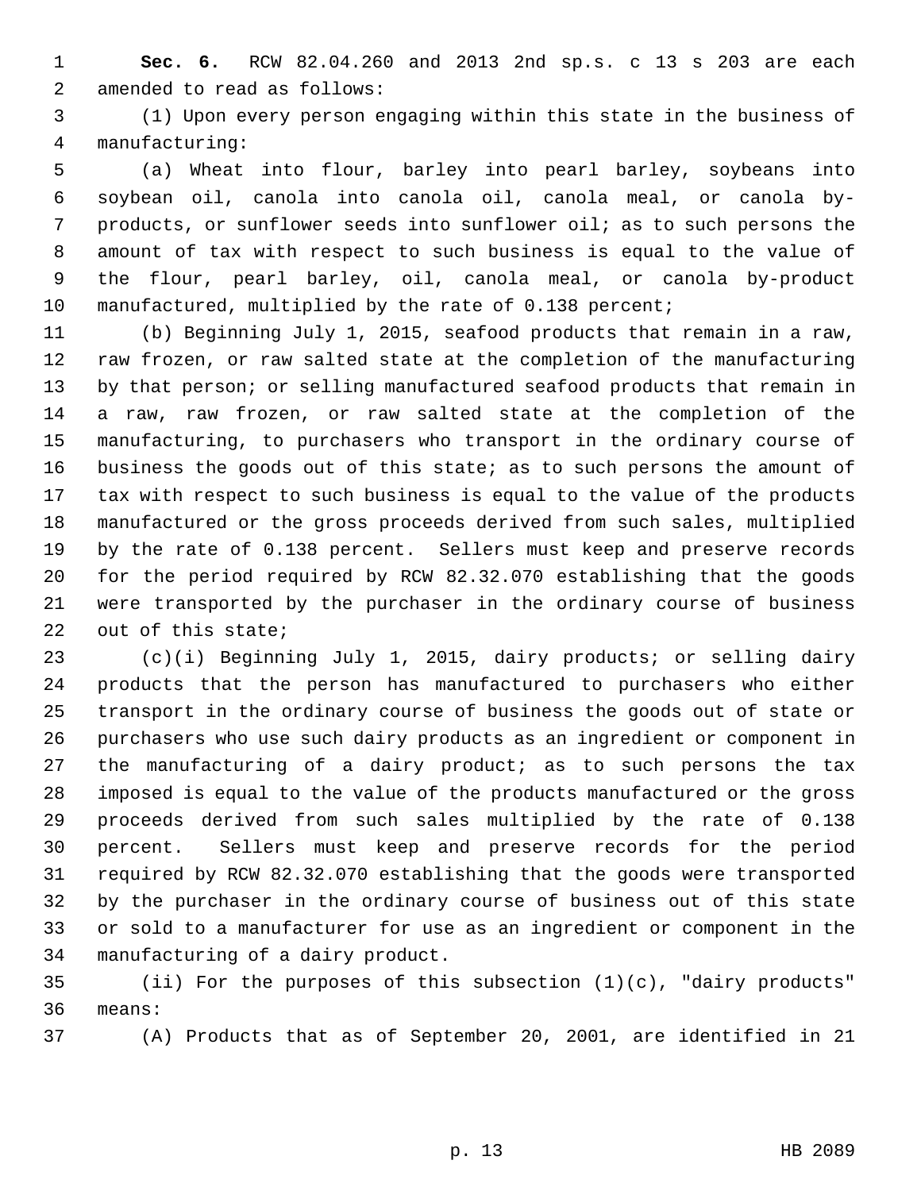**Sec. 6.** RCW 82.04.260 and 2013 2nd sp.s. c 13 s 203 are each amended to read as follows:

(1) Upon every person engaging within this state in the business of manufacturing:

(a) Wheat into flour, barley into pearl barley, soybeans into soybean oil, canola into canola oil, canola meal, or canola by-products, or sunflower seeds into sunflower oil; as to such persons the amount of tax with respect to such business is equal to the value of the flour, pearl barley, oil, canola meal, or canola by-product manufactured, multiplied by the rate of 0.138 percent;

(b) Beginning July 1, 2015, seafood products that remain in a raw, raw frozen, or raw salted state at the completion of the manufacturing by that person; or selling manufactured seafood products that remain in a raw, raw frozen, or raw salted state at the completion of the manufacturing, to purchasers who transport in the ordinary course of business the goods out of this state; as to such persons the amount of tax with respect to such business is equal to the value of the products manufactured or the gross proceeds derived from such sales, multiplied by the rate of 0.138 percent. Sellers must keep and preserve records for the period required by RCW 82.32.070 establishing that the goods were transported by the purchaser in the ordinary course of business out of this state;

(c)(i) Beginning July 1, 2015, dairy products; or selling dairy products that the person has manufactured to purchasers who either transport in the ordinary course of business the goods out of state or purchasers who use such dairy products as an ingredient or component in the manufacturing of a dairy product; as to such persons the tax imposed is equal to the value of the products manufactured or the gross proceeds derived from such sales multiplied by the rate of 0.138 percent. Sellers must keep and preserve records for the period required by RCW 82.32.070 establishing that the goods were transported by the purchaser in the ordinary course of business out of this state or sold to a manufacturer for use as an ingredient or component in the manufacturing of a dairy product.

(ii) For the purposes of this subsection (1)(c), "dairy products" means:

(A) Products that as of September 20, 2001, are identified in 21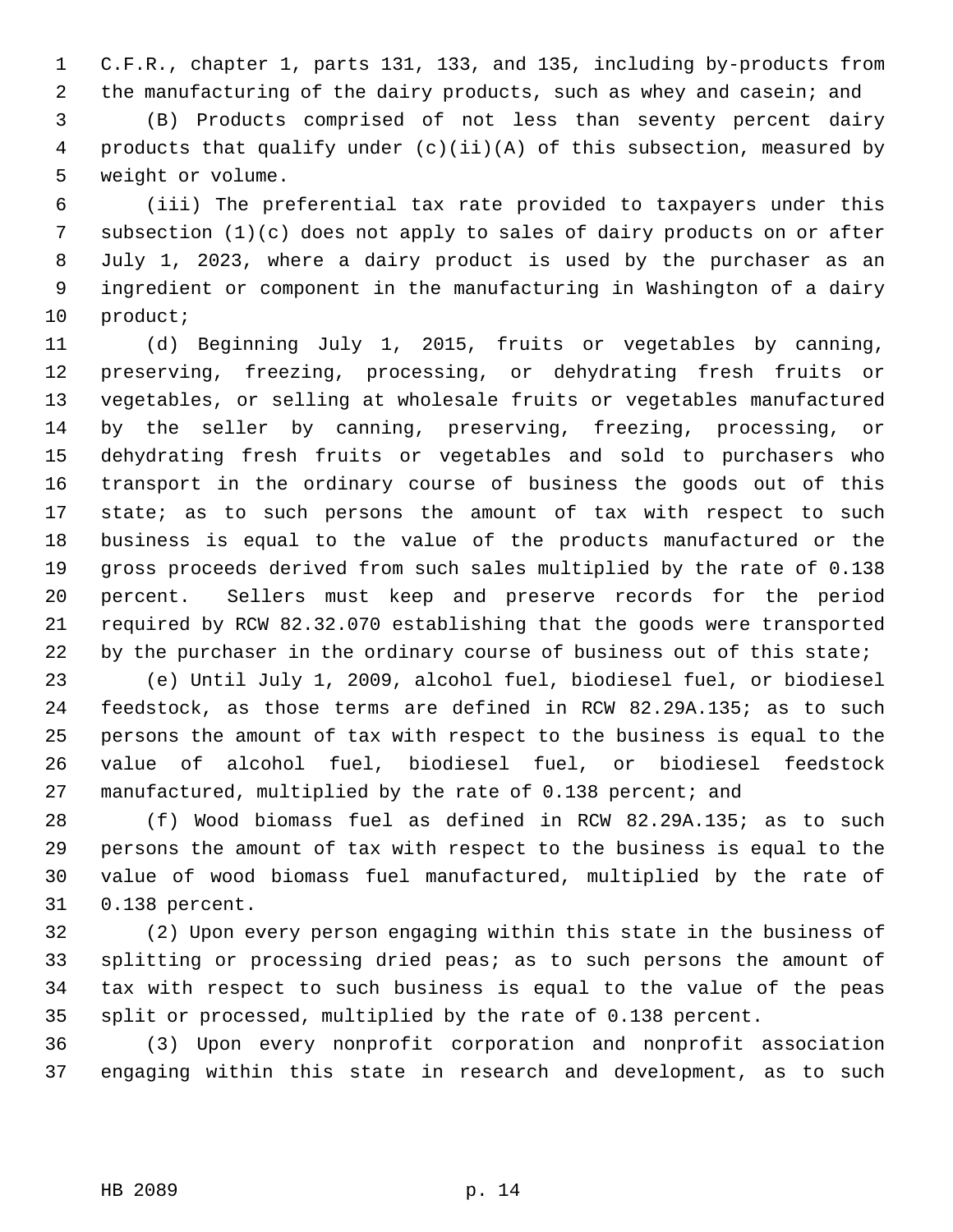C.F.R., chapter 1, parts 131, 133, and 135, including by-products from the manufacturing of the dairy products, such as whey and casein; and

(B) Products comprised of not less than seventy percent dairy products that qualify under (c)(ii)(A) of this subsection, measured by weight or volume.

(iii) The preferential tax rate provided to taxpayers under this subsection (1)(c) does not apply to sales of dairy products on or after July 1, 2023, where a dairy product is used by the purchaser as an ingredient or component in the manufacturing in Washington of a dairy product;

(d) Beginning July 1, 2015, fruits or vegetables by canning, preserving, freezing, processing, or dehydrating fresh fruits or vegetables, or selling at wholesale fruits or vegetables manufactured by the seller by canning, preserving, freezing, processing, or dehydrating fresh fruits or vegetables and sold to purchasers who transport in the ordinary course of business the goods out of this state; as to such persons the amount of tax with respect to such business is equal to the value of the products manufactured or the gross proceeds derived from such sales multiplied by the rate of 0.138 percent. Sellers must keep and preserve records for the period required by RCW 82.32.070 establishing that the goods were transported by the purchaser in the ordinary course of business out of this state;

(e) Until July 1, 2009, alcohol fuel, biodiesel fuel, or biodiesel feedstock, as those terms are defined in RCW 82.29A.135; as to such persons the amount of tax with respect to the business is equal to the value of alcohol fuel, biodiesel fuel, or biodiesel feedstock manufactured, multiplied by the rate of 0.138 percent; and

(f) Wood biomass fuel as defined in RCW 82.29A.135; as to such persons the amount of tax with respect to the business is equal to the value of wood biomass fuel manufactured, multiplied by the rate of 0.138 percent.

(2) Upon every person engaging within this state in the business of splitting or processing dried peas; as to such persons the amount of tax with respect to such business is equal to the value of the peas split or processed, multiplied by the rate of 0.138 percent.

(3) Upon every nonprofit corporation and nonprofit association engaging within this state in research and development, as to such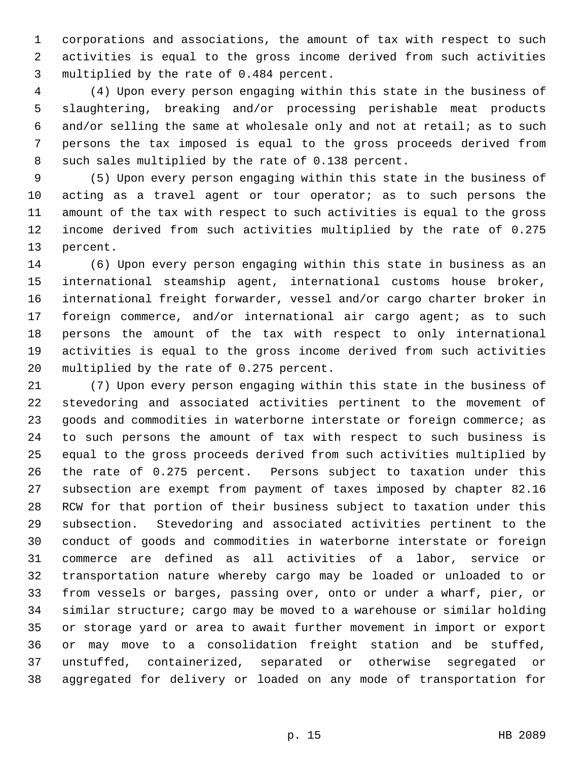corporations and associations, the amount of tax with respect to such activities is equal to the gross income derived from such activities multiplied by the rate of 0.484 percent.

(4) Upon every person engaging within this state in the business of slaughtering, breaking and/or processing perishable meat products and/or selling the same at wholesale only and not at retail; as to such persons the tax imposed is equal to the gross proceeds derived from such sales multiplied by the rate of 0.138 percent.

(5) Upon every person engaging within this state in the business of acting as a travel agent or tour operator; as to such persons the amount of the tax with respect to such activities is equal to the gross income derived from such activities multiplied by the rate of 0.275 percent.

(6) Upon every person engaging within this state in business as an international steamship agent, international customs house broker, international freight forwarder, vessel and/or cargo charter broker in foreign commerce, and/or international air cargo agent; as to such persons the amount of the tax with respect to only international activities is equal to the gross income derived from such activities multiplied by the rate of 0.275 percent.

(7) Upon every person engaging within this state in the business of stevedoring and associated activities pertinent to the movement of goods and commodities in waterborne interstate or foreign commerce; as to such persons the amount of tax with respect to such business is equal to the gross proceeds derived from such activities multiplied by the rate of 0.275 percent. Persons subject to taxation under this subsection are exempt from payment of taxes imposed by chapter 82.16 RCW for that portion of their business subject to taxation under this subsection. Stevedoring and associated activities pertinent to the conduct of goods and commodities in waterborne interstate or foreign commerce are defined as all activities of a labor, service or transportation nature whereby cargo may be loaded or unloaded to or from vessels or barges, passing over, onto or under a wharf, pier, or similar structure; cargo may be moved to a warehouse or similar holding or storage yard or area to await further movement in import or export or may move to a consolidation freight station and be stuffed, unstuffed, containerized, separated or otherwise segregated or aggregated for delivery or loaded on any mode of transportation for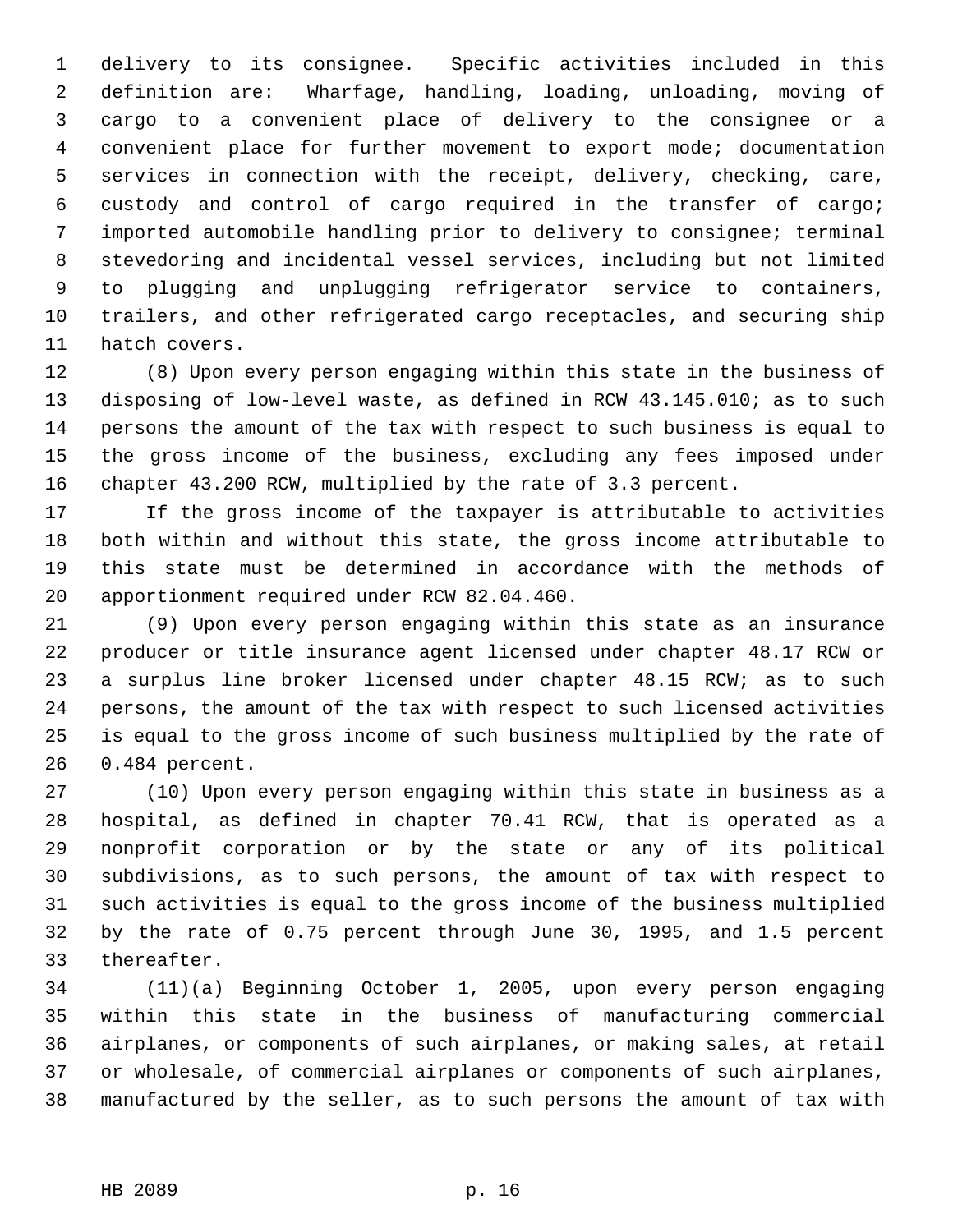delivery to its consignee. Specific activities included in this definition are: Wharfage, handling, loading, unloading, moving of cargo to a convenient place of delivery to the consignee or a convenient place for further movement to export mode; documentation services in connection with the receipt, delivery, checking, care, custody and control of cargo required in the transfer of cargo; imported automobile handling prior to delivery to consignee; terminal stevedoring and incidental vessel services, including but not limited to plugging and unplugging refrigerator service to containers, trailers, and other refrigerated cargo receptacles, and securing ship hatch covers.

(8) Upon every person engaging within this state in the business of disposing of low-level waste, as defined in RCW 43.145.010; as to such persons the amount of the tax with respect to such business is equal to the gross income of the business, excluding any fees imposed under chapter 43.200 RCW, multiplied by the rate of 3.3 percent.

If the gross income of the taxpayer is attributable to activities both within and without this state, the gross income attributable to this state must be determined in accordance with the methods of apportionment required under RCW 82.04.460.

(9) Upon every person engaging within this state as an insurance producer or title insurance agent licensed under chapter 48.17 RCW or a surplus line broker licensed under chapter 48.15 RCW; as to such persons, the amount of the tax with respect to such licensed activities is equal to the gross income of such business multiplied by the rate of 0.484 percent.

(10) Upon every person engaging within this state in business as a hospital, as defined in chapter 70.41 RCW, that is operated as a nonprofit corporation or by the state or any of its political subdivisions, as to such persons, the amount of tax with respect to such activities is equal to the gross income of the business multiplied by the rate of 0.75 percent through June 30, 1995, and 1.5 percent thereafter.

(11)(a) Beginning October 1, 2005, upon every person engaging within this state in the business of manufacturing commercial airplanes, or components of such airplanes, or making sales, at retail or wholesale, of commercial airplanes or components of such airplanes, manufactured by the seller, as to such persons the amount of tax with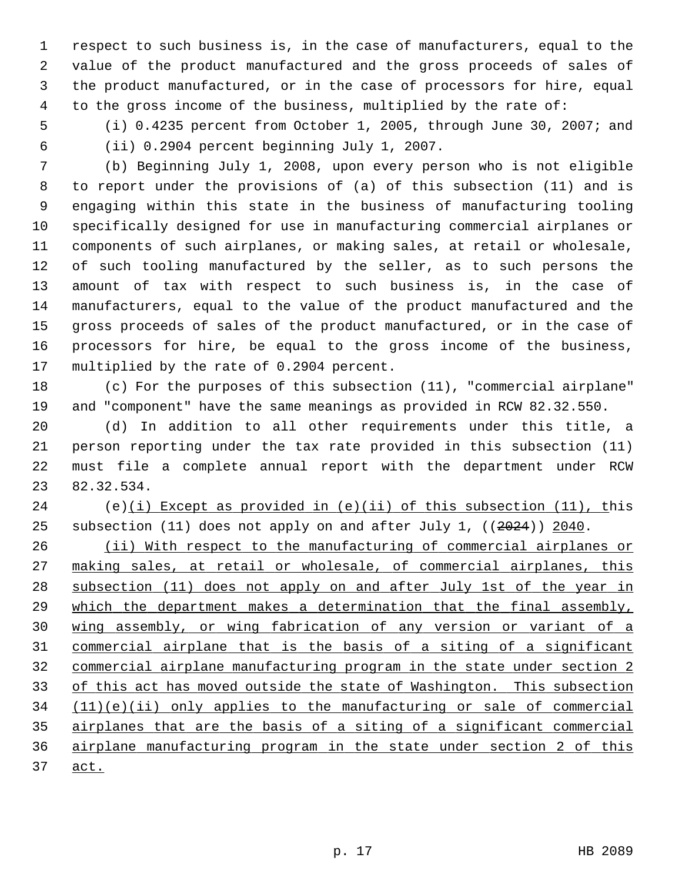respect to such business is, in the case of manufacturers, equal to the value of the product manufactured and the gross proceeds of sales of the product manufactured, or in the case of processors for hire, equal to the gross income of the business, multiplied by the rate of:

(i) 0.4235 percent from October 1, 2005, through June 30, 2007; and

(ii) 0.2904 percent beginning July 1, 2007.

(b) Beginning July 1, 2008, upon every person who is not eligible to report under the provisions of (a) of this subsection (11) and is engaging within this state in the business of manufacturing tooling specifically designed for use in manufacturing commercial airplanes or components of such airplanes, or making sales, at retail or wholesale, of such tooling manufactured by the seller, as to such persons the amount of tax with respect to such business is, in the case of manufacturers, equal to the value of the product manufactured and the gross proceeds of sales of the product manufactured, or in the case of processors for hire, be equal to the gross income of the business, multiplied by the rate of 0.2904 percent.

(c) For the purposes of this subsection (11), "commercial airplane" and "component" have the same meanings as provided in RCW 82.32.550.

(d) In addition to all other requirements under this title, a person reporting under the tax rate provided in this subsection (11) must file a complete annual report with the department under RCW 82.32.534.

(e)<u>(i) Except as provided in (e)(ii) of this subsection (11), t</u>his subsection (11) does not apply on and after July 1, ((~~2024~~)) <u>2040</u>.

<u>(ii) With respect to the manufacturing of commercial airplanes or making sales, at retail or wholesale, of commercial airplanes, this subsection (11) does not apply on and after July 1st of the year in which the department makes a determination that the final assembly, wing assembly, or wing fabrication of any version or variant of a commercial airplane that is the basis of a siting of a significant commercial airplane manufacturing program in the state under section 2 of this act has moved outside the state of Washington. This subsection (11)(e)(ii) only applies to the manufacturing or sale of commercial airplanes that are the basis of a siting of a significant commercial airplane manufacturing program in the state under section 2 of this act.</u>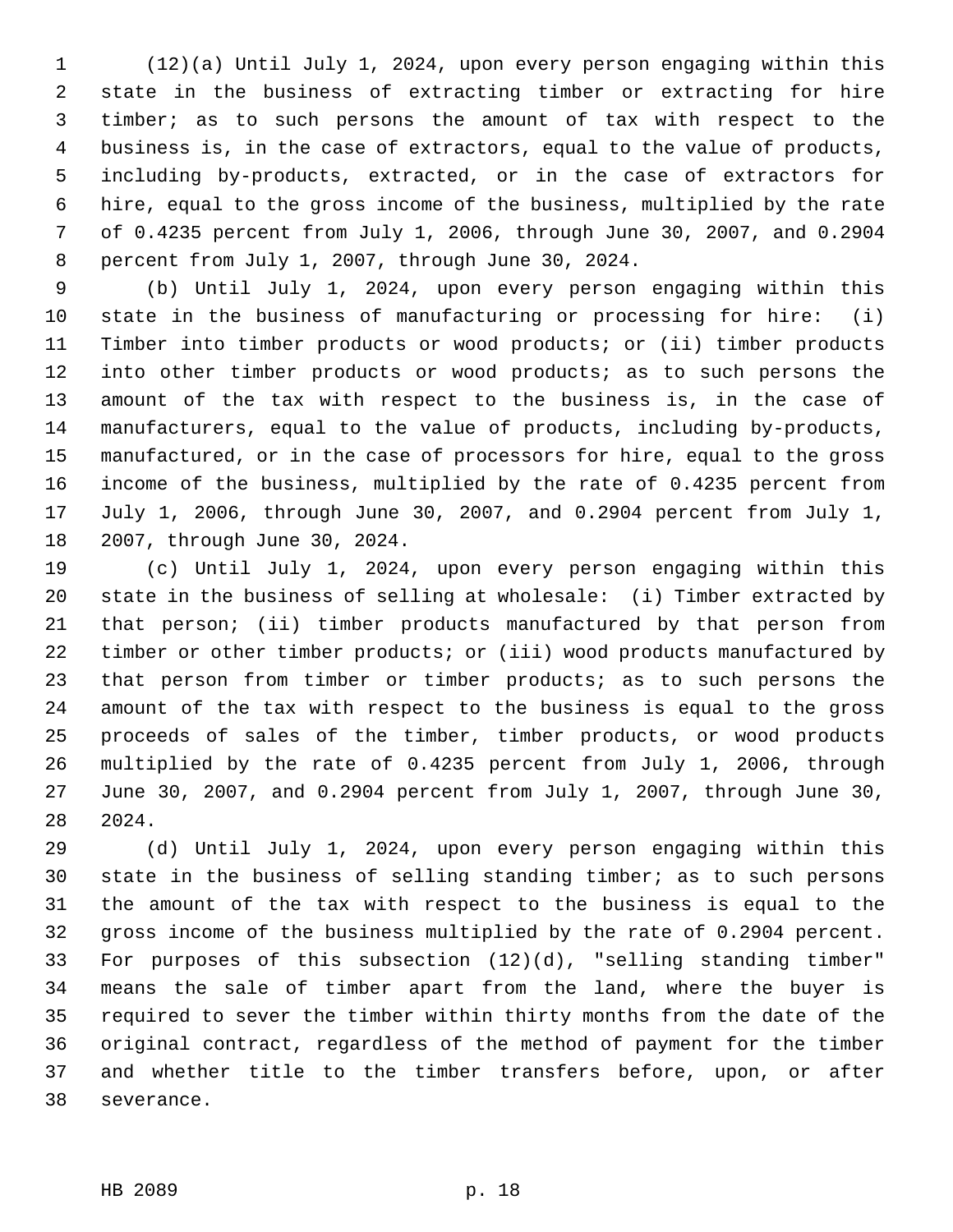(12)(a) Until July 1, 2024, upon every person engaging within this state in the business of extracting timber or extracting for hire timber; as to such persons the amount of tax with respect to the business is, in the case of extractors, equal to the value of products, including by-products, extracted, or in the case of extractors for hire, equal to the gross income of the business, multiplied by the rate of 0.4235 percent from July 1, 2006, through June 30, 2007, and 0.2904 percent from July 1, 2007, through June 30, 2024.

(b) Until July 1, 2024, upon every person engaging within this state in the business of manufacturing or processing for hire: (i) Timber into timber products or wood products; or (ii) timber products into other timber products or wood products; as to such persons the amount of the tax with respect to the business is, in the case of manufacturers, equal to the value of products, including by-products, manufactured, or in the case of processors for hire, equal to the gross income of the business, multiplied by the rate of 0.4235 percent from July 1, 2006, through June 30, 2007, and 0.2904 percent from July 1, 2007, through June 30, 2024.

(c) Until July 1, 2024, upon every person engaging within this state in the business of selling at wholesale: (i) Timber extracted by that person; (ii) timber products manufactured by that person from timber or other timber products; or (iii) wood products manufactured by that person from timber or timber products; as to such persons the amount of the tax with respect to the business is equal to the gross proceeds of sales of the timber, timber products, or wood products multiplied by the rate of 0.4235 percent from July 1, 2006, through June 30, 2007, and 0.2904 percent from July 1, 2007, through June 30, 2024.

(d) Until July 1, 2024, upon every person engaging within this state in the business of selling standing timber; as to such persons the amount of the tax with respect to the business is equal to the gross income of the business multiplied by the rate of 0.2904 percent. For purposes of this subsection (12)(d), "selling standing timber" means the sale of timber apart from the land, where the buyer is required to sever the timber within thirty months from the date of the original contract, regardless of the method of payment for the timber and whether title to the timber transfers before, upon, or after severance.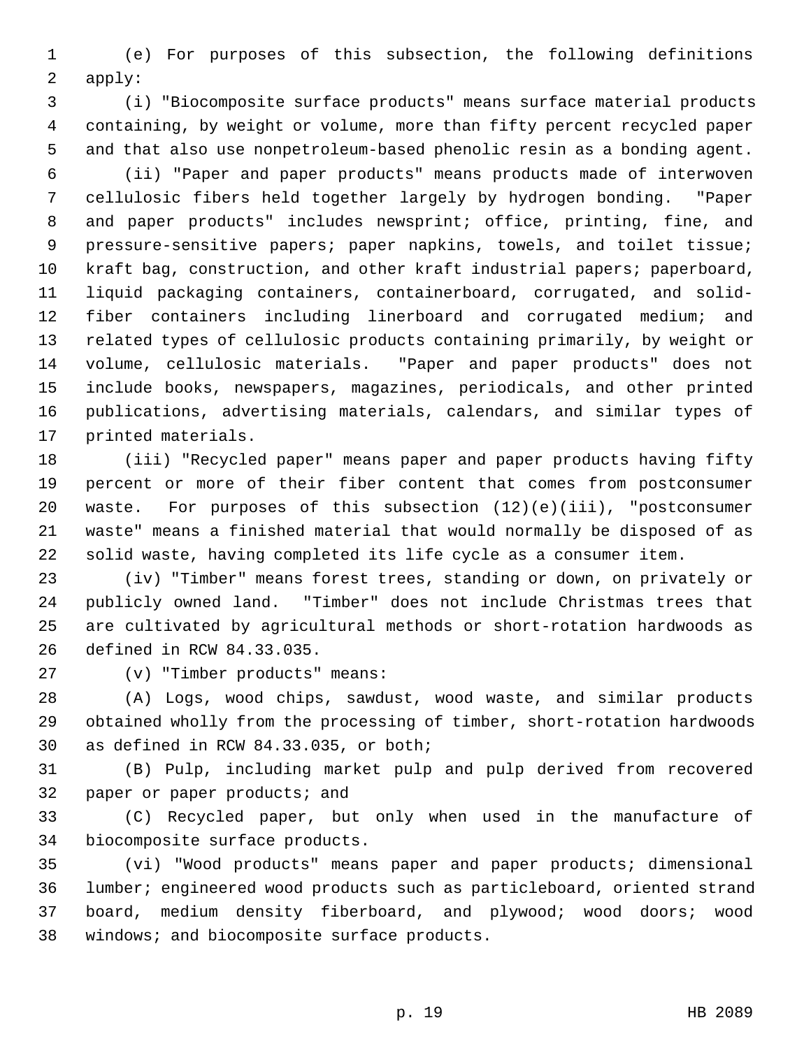(e) For purposes of this subsection, the following definitions apply:

(i) "Biocomposite surface products" means surface material products containing, by weight or volume, more than fifty percent recycled paper and that also use nonpetroleum-based phenolic resin as a bonding agent.

(ii) "Paper and paper products" means products made of interwoven cellulosic fibers held together largely by hydrogen bonding. "Paper and paper products" includes newsprint; office, printing, fine, and pressure-sensitive papers; paper napkins, towels, and toilet tissue; kraft bag, construction, and other kraft industrial papers; paperboard, liquid packaging containers, containerboard, corrugated, and solid-fiber containers including linerboard and corrugated medium; and related types of cellulosic products containing primarily, by weight or volume, cellulosic materials. "Paper and paper products" does not include books, newspapers, magazines, periodicals, and other printed publications, advertising materials, calendars, and similar types of printed materials.

(iii) "Recycled paper" means paper and paper products having fifty percent or more of their fiber content that comes from postconsumer waste. For purposes of this subsection (12)(e)(iii), "postconsumer waste" means a finished material that would normally be disposed of as solid waste, having completed its life cycle as a consumer item.

(iv) "Timber" means forest trees, standing or down, on privately or publicly owned land. "Timber" does not include Christmas trees that are cultivated by agricultural methods or short-rotation hardwoods as defined in RCW 84.33.035.

(v) "Timber products" means:

(A) Logs, wood chips, sawdust, wood waste, and similar products obtained wholly from the processing of timber, short-rotation hardwoods as defined in RCW 84.33.035, or both;

(B) Pulp, including market pulp and pulp derived from recovered paper or paper products; and

(C) Recycled paper, but only when used in the manufacture of biocomposite surface products.

(vi) "Wood products" means paper and paper products; dimensional lumber; engineered wood products such as particleboard, oriented strand board, medium density fiberboard, and plywood; wood doors; wood windows; and biocomposite surface products.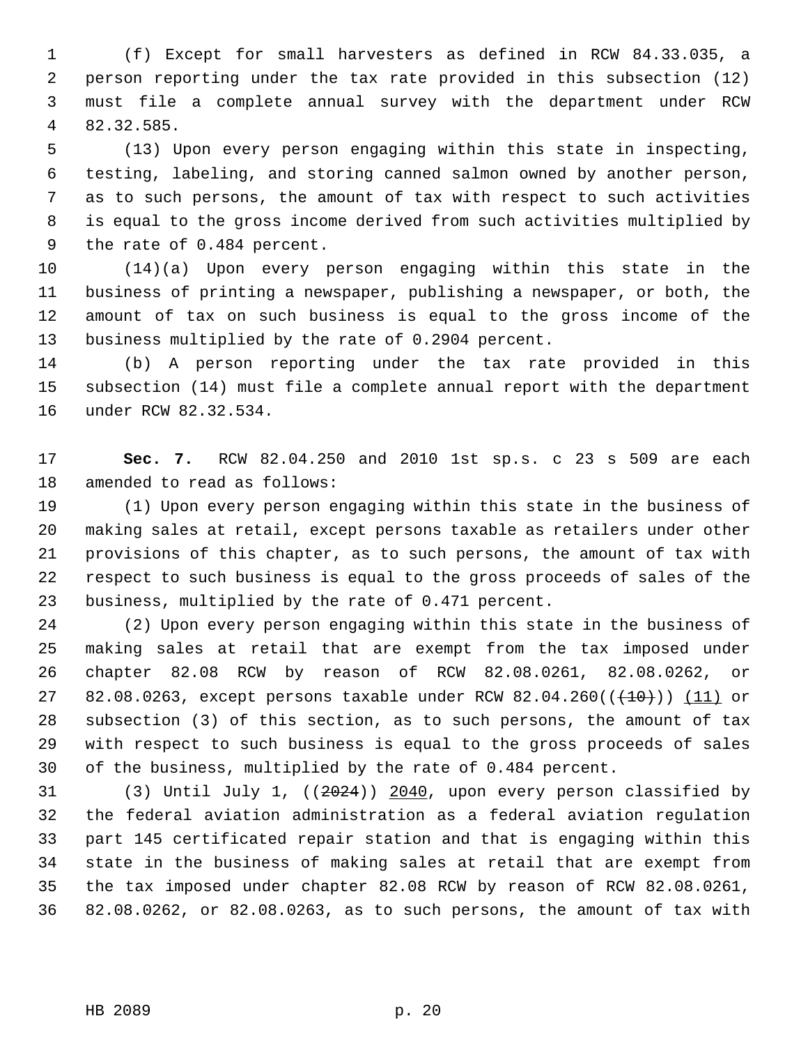(f) Except for small harvesters as defined in RCW 84.33.035, a person reporting under the tax rate provided in this subsection (12) must file a complete annual survey with the department under RCW 82.32.585.

(13) Upon every person engaging within this state in inspecting, testing, labeling, and storing canned salmon owned by another person, as to such persons, the amount of tax with respect to such activities is equal to the gross income derived from such activities multiplied by the rate of 0.484 percent.

(14)(a) Upon every person engaging within this state in the business of printing a newspaper, publishing a newspaper, or both, the amount of tax on such business is equal to the gross income of the business multiplied by the rate of 0.2904 percent.

(b) A person reporting under the tax rate provided in this subsection (14) must file a complete annual report with the department under RCW 82.32.534.

**Sec. 7.** RCW 82.04.250 and 2010 1st sp.s. c 23 s 509 are each amended to read as follows:

(1) Upon every person engaging within this state in the business of making sales at retail, except persons taxable as retailers under other provisions of this chapter, as to such persons, the amount of tax with respect to such business is equal to the gross proceeds of sales of the business, multiplied by the rate of 0.471 percent.

(2) Upon every person engaging within this state in the business of making sales at retail that are exempt from the tax imposed under chapter 82.08 RCW by reason of RCW 82.08.0261, 82.08.0262, or 82.08.0263, except persons taxable under RCW 82.04.260((~~(10)~~)) <u>(11)</u> or subsection (3) of this section, as to such persons, the amount of tax with respect to such business is equal to the gross proceeds of sales of the business, multiplied by the rate of 0.484 percent.

(3) Until July 1, ((~~2024~~)) <u>2040</u>, upon every person classified by the federal aviation administration as a federal aviation regulation part 145 certificated repair station and that is engaging within this state in the business of making sales at retail that are exempt from the tax imposed under chapter 82.08 RCW by reason of RCW 82.08.0261, 82.08.0262, or 82.08.0263, as to such persons, the amount of tax with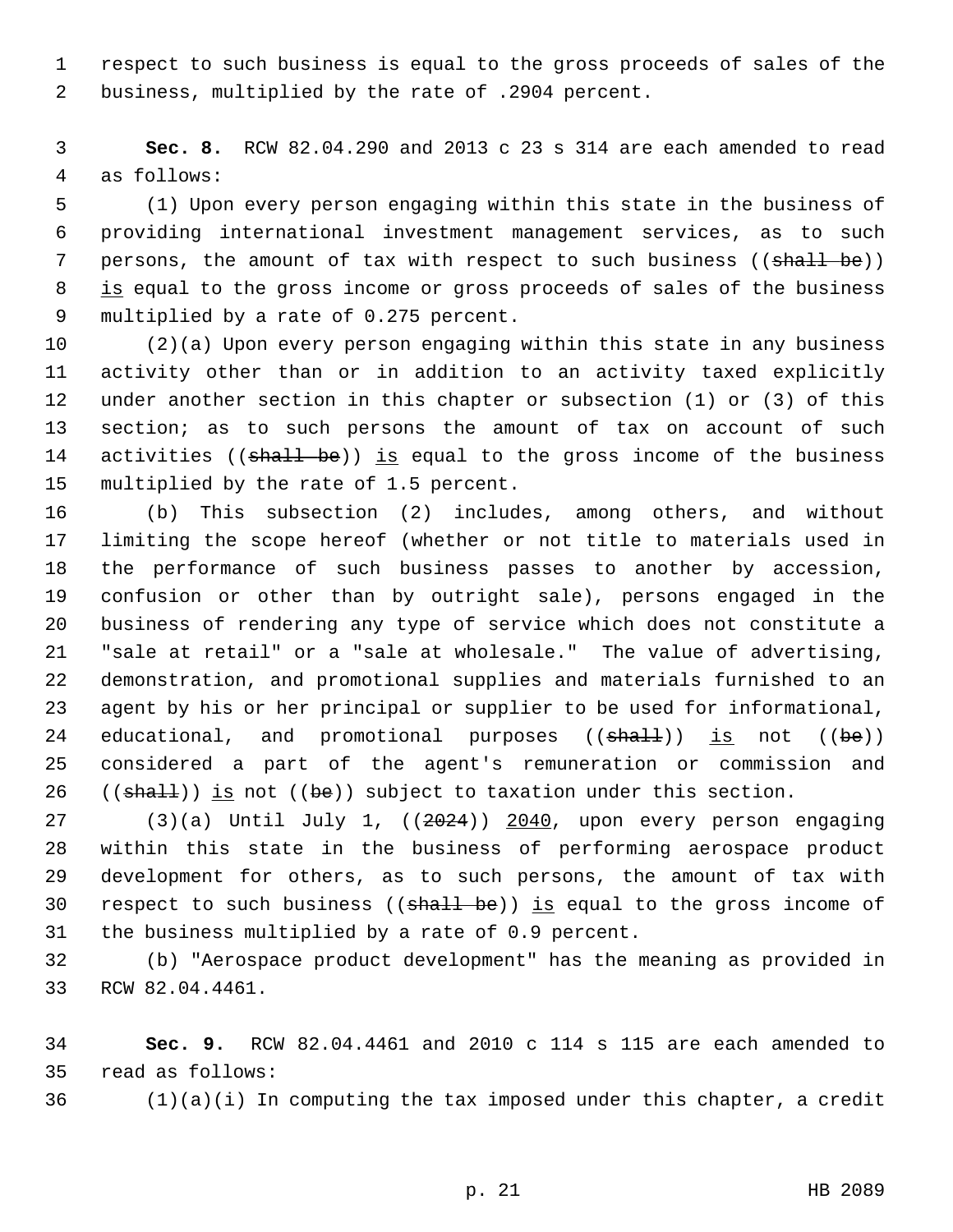respect to such business is equal to the gross proceeds of sales of the business, multiplied by the rate of .2904 percent.

**Sec. 8.** RCW 82.04.290 and 2013 c 23 s 314 are each amended to read as follows:

(1) Upon every person engaging within this state in the business of providing international investment management services, as to such persons, the amount of tax with respect to such business ((~~shall be~~)) is equal to the gross income or gross proceeds of sales of the business multiplied by a rate of 0.275 percent.

(2)(a) Upon every person engaging within this state in any business activity other than or in addition to an activity taxed explicitly under another section in this chapter or subsection (1) or (3) of this section; as to such persons the amount of tax on account of such activities ((~~shall be~~)) is equal to the gross income of the business multiplied by the rate of 1.5 percent.

(b) This subsection (2) includes, among others, and without limiting the scope hereof (whether or not title to materials used in the performance of such business passes to another by accession, confusion or other than by outright sale), persons engaged in the business of rendering any type of service which does not constitute a "sale at retail" or a "sale at wholesale." The value of advertising, demonstration, and promotional supplies and materials furnished to an agent by his or her principal or supplier to be used for informational, educational, and promotional purposes ((~~shall~~)) is not ((~~be~~)) considered a part of the agent's remuneration or commission and ((~~shall~~)) is not ((~~be~~)) subject to taxation under this section.

(3)(a) Until July 1, ((~~2024~~)) 2040, upon every person engaging within this state in the business of performing aerospace product development for others, as to such persons, the amount of tax with respect to such business ((~~shall be~~)) is equal to the gross income of the business multiplied by a rate of 0.9 percent.

(b) "Aerospace product development" has the meaning as provided in RCW 82.04.4461.

**Sec. 9.** RCW 82.04.4461 and 2010 c 114 s 115 are each amended to read as follows:

(1)(a)(i) In computing the tax imposed under this chapter, a credit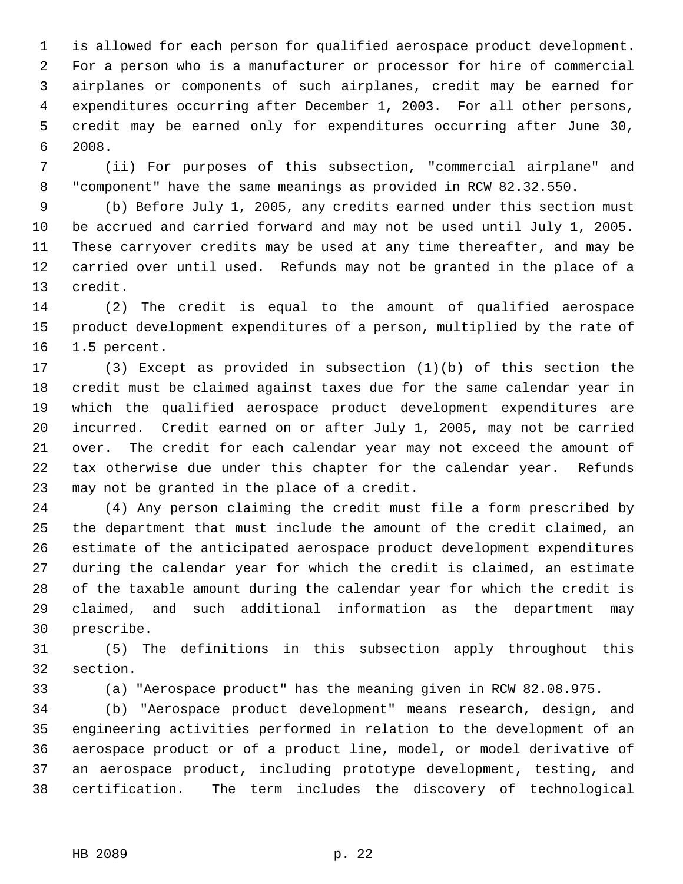is allowed for each person for qualified aerospace product development. For a person who is a manufacturer or processor for hire of commercial airplanes or components of such airplanes, credit may be earned for expenditures occurring after December 1, 2003. For all other persons, credit may be earned only for expenditures occurring after June 30, 2008.

(ii) For purposes of this subsection, "commercial airplane" and "component" have the same meanings as provided in RCW 82.32.550.

(b) Before July 1, 2005, any credits earned under this section must be accrued and carried forward and may not be used until July 1, 2005. These carryover credits may be used at any time thereafter, and may be carried over until used. Refunds may not be granted in the place of a credit.

(2) The credit is equal to the amount of qualified aerospace product development expenditures of a person, multiplied by the rate of 1.5 percent.

(3) Except as provided in subsection (1)(b) of this section the credit must be claimed against taxes due for the same calendar year in which the qualified aerospace product development expenditures are incurred. Credit earned on or after July 1, 2005, may not be carried over. The credit for each calendar year may not exceed the amount of tax otherwise due under this chapter for the calendar year. Refunds may not be granted in the place of a credit.

(4) Any person claiming the credit must file a form prescribed by the department that must include the amount of the credit claimed, an estimate of the anticipated aerospace product development expenditures during the calendar year for which the credit is claimed, an estimate of the taxable amount during the calendar year for which the credit is claimed, and such additional information as the department may prescribe.

(5) The definitions in this subsection apply throughout this section.

(a) "Aerospace product" has the meaning given in RCW 82.08.975.

(b) "Aerospace product development" means research, design, and engineering activities performed in relation to the development of an aerospace product or of a product line, model, or model derivative of an aerospace product, including prototype development, testing, and certification. The term includes the discovery of technological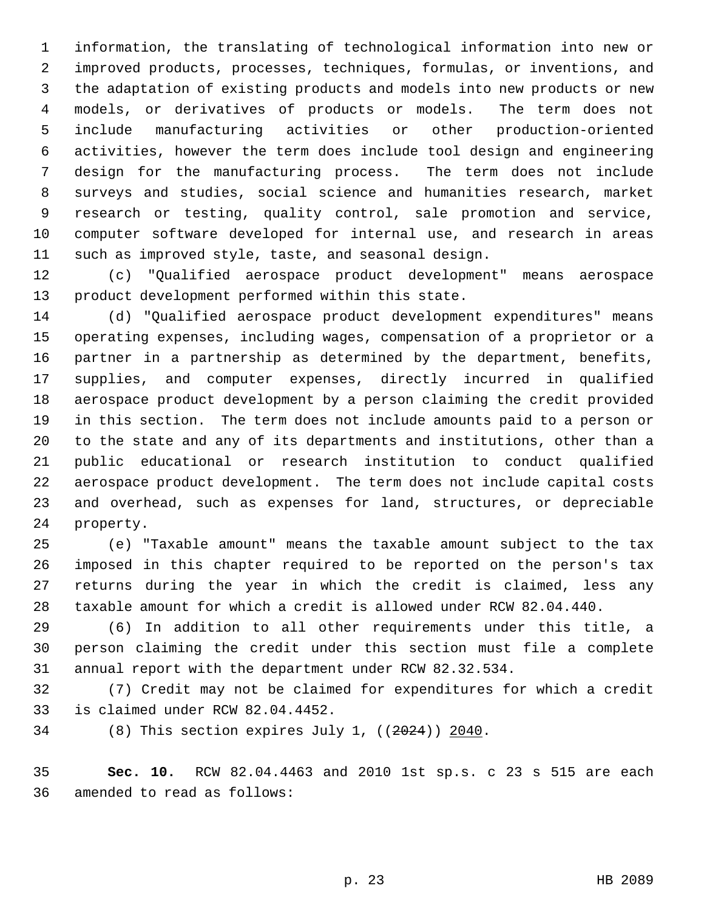information, the translating of technological information into new or improved products, processes, techniques, formulas, or inventions, and the adaptation of existing products and models into new products or new models, or derivatives of products or models. The term does not include manufacturing activities or other production-oriented activities, however the term does include tool design and engineering design for the manufacturing process. The term does not include surveys and studies, social science and humanities research, market research or testing, quality control, sale promotion and service, computer software developed for internal use, and research in areas such as improved style, taste, and seasonal design.

(c) "Qualified aerospace product development" means aerospace product development performed within this state.

(d) "Qualified aerospace product development expenditures" means operating expenses, including wages, compensation of a proprietor or a partner in a partnership as determined by the department, benefits, supplies, and computer expenses, directly incurred in qualified aerospace product development by a person claiming the credit provided in this section. The term does not include amounts paid to a person or to the state and any of its departments and institutions, other than a public educational or research institution to conduct qualified aerospace product development. The term does not include capital costs and overhead, such as expenses for land, structures, or depreciable property.

(e) "Taxable amount" means the taxable amount subject to the tax imposed in this chapter required to be reported on the person's tax returns during the year in which the credit is claimed, less any taxable amount for which a credit is allowed under RCW 82.04.440.

(6) In addition to all other requirements under this title, a person claiming the credit under this section must file a complete annual report with the department under RCW 82.32.534.

(7) Credit may not be claimed for expenditures for which a credit is claimed under RCW 82.04.4452.

(8) This section expires July 1, ((~~2024~~)) <u>2040</u>.

**Sec. 10.** RCW 82.04.4463 and 2010 1st sp.s. c 23 s 515 are each amended to read as follows: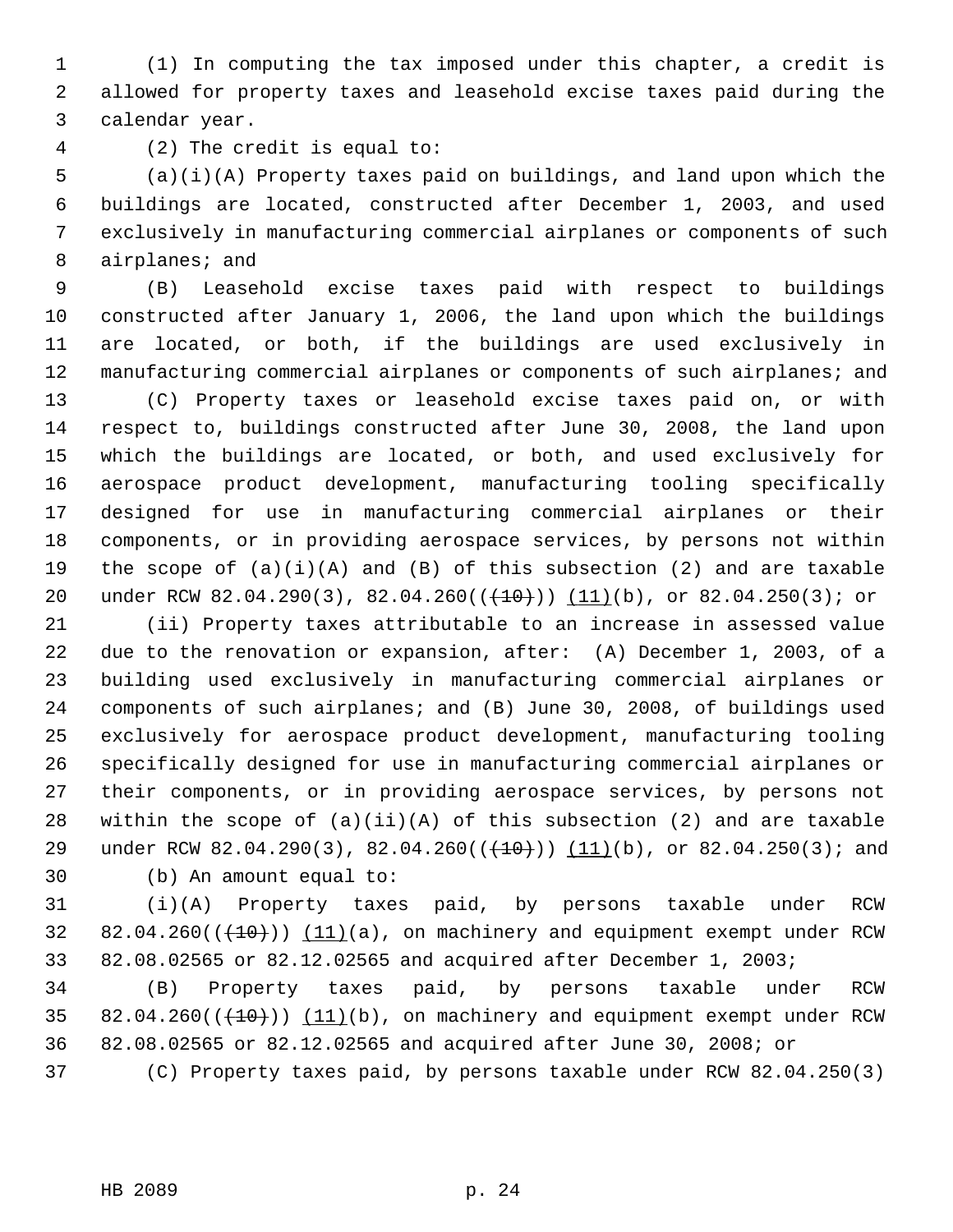(1) In computing the tax imposed under this chapter, a credit is allowed for property taxes and leasehold excise taxes paid during the calendar year.

(2) The credit is equal to:

(a)(i)(A) Property taxes paid on buildings, and land upon which the buildings are located, constructed after December 1, 2003, and used exclusively in manufacturing commercial airplanes or components of such airplanes; and

(B) Leasehold excise taxes paid with respect to buildings constructed after January 1, 2006, the land upon which the buildings are located, or both, if the buildings are used exclusively in manufacturing commercial airplanes or components of such airplanes; and

(C) Property taxes or leasehold excise taxes paid on, or with respect to, buildings constructed after June 30, 2008, the land upon which the buildings are located, or both, and used exclusively for aerospace product development, manufacturing tooling specifically designed for use in manufacturing commercial airplanes or their components, or in providing aerospace services, by persons not within the scope of (a)(i)(A) and (B) of this subsection (2) and are taxable under RCW 82.04.290(3), 82.04.260(( ~~(10)~~ )) <u>(11)</u>(b), or 82.04.250(3); or

(ii) Property taxes attributable to an increase in assessed value due to the renovation or expansion, after: (A) December 1, 2003, of a building used exclusively in manufacturing commercial airplanes or components of such airplanes; and (B) June 30, 2008, of buildings used exclusively for aerospace product development, manufacturing tooling specifically designed for use in manufacturing commercial airplanes or their components, or in providing aerospace services, by persons not within the scope of (a)(ii)(A) of this subsection (2) and are taxable under RCW 82.04.290(3), 82.04.260(( ~~(10)~~ )) <u>(11)</u>(b), or 82.04.250(3); and

(b) An amount equal to:

(i)(A) Property taxes paid, by persons taxable under RCW 82.04.260(( ~~(10)~~ )) <u>(11)</u>(a), on machinery and equipment exempt under RCW 82.08.02565 or 82.12.02565 and acquired after December 1, 2003;

(B) Property taxes paid, by persons taxable under RCW 82.04.260(( ~~(10)~~ )) <u>(11)</u>(b), on machinery and equipment exempt under RCW 82.08.02565 or 82.12.02565 and acquired after June 30, 2008; or

(C) Property taxes paid, by persons taxable under RCW 82.04.250(3)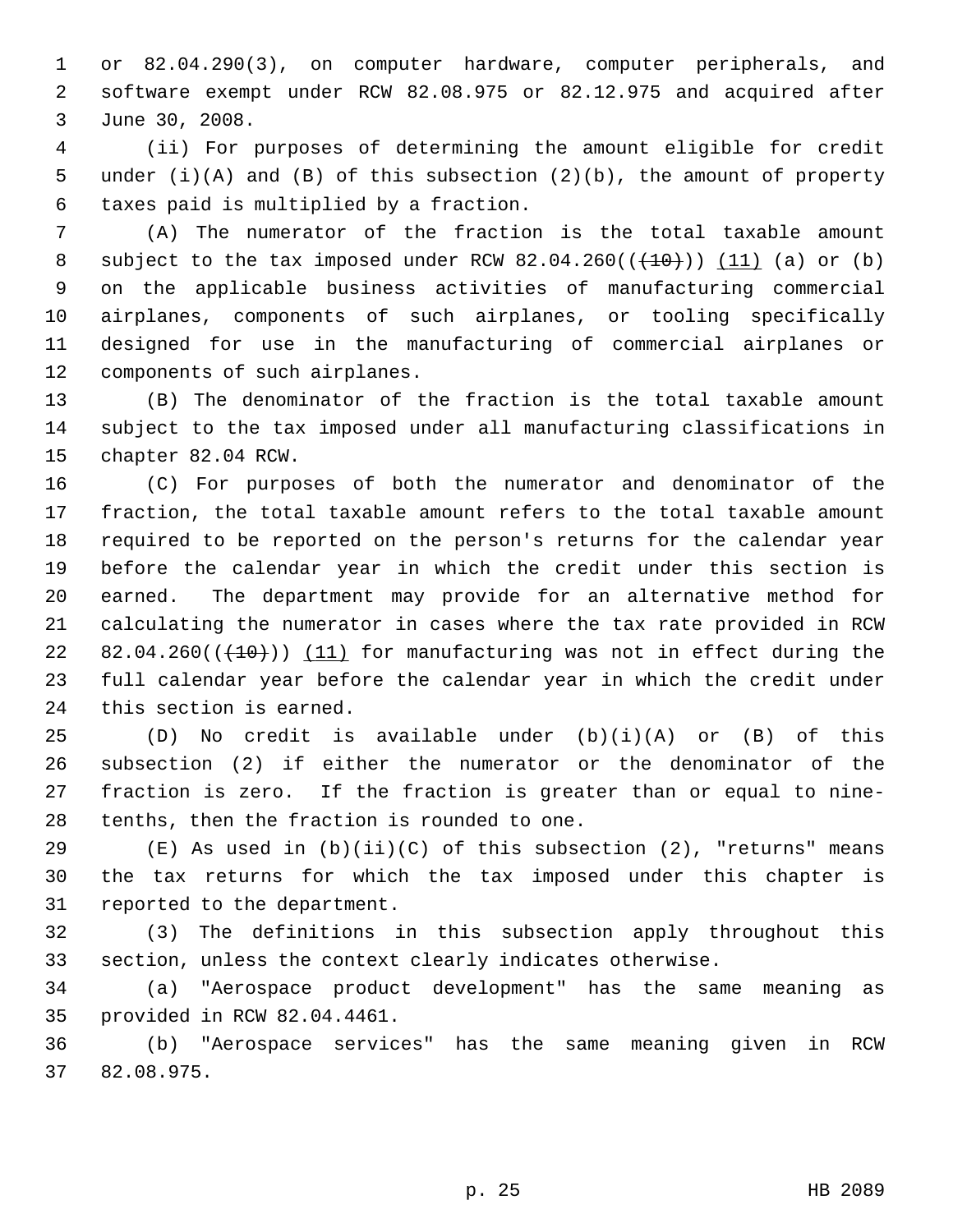or 82.04.290(3), on computer hardware, computer peripherals, and software exempt under RCW 82.08.975 or 82.12.975 and acquired after June 30, 2008.

(ii) For purposes of determining the amount eligible for credit under (i)(A) and (B) of this subsection (2)(b), the amount of property taxes paid is multiplied by a fraction.

(A) The numerator of the fraction is the total taxable amount subject to the tax imposed under RCW 82.04.260((~~(10)~~)) (11) (a) or (b) on the applicable business activities of manufacturing commercial airplanes, components of such airplanes, or tooling specifically designed for use in the manufacturing of commercial airplanes or components of such airplanes.

(B) The denominator of the fraction is the total taxable amount subject to the tax imposed under all manufacturing classifications in chapter 82.04 RCW.

(C) For purposes of both the numerator and denominator of the fraction, the total taxable amount refers to the total taxable amount required to be reported on the person's returns for the calendar year before the calendar year in which the credit under this section is earned. The department may provide for an alternative method for calculating the numerator in cases where the tax rate provided in RCW 82.04.260((~~(10)~~)) (11) for manufacturing was not in effect during the full calendar year before the calendar year in which the credit under this section is earned.

(D) No credit is available under (b)(i)(A) or (B) of this subsection (2) if either the numerator or the denominator of the fraction is zero. If the fraction is greater than or equal to nine-tenths, then the fraction is rounded to one.

(E) As used in (b)(ii)(C) of this subsection (2), "returns" means the tax returns for which the tax imposed under this chapter is reported to the department.

(3) The definitions in this subsection apply throughout this section, unless the context clearly indicates otherwise.

(a) "Aerospace product development" has the same meaning as provided in RCW 82.04.4461.

(b) "Aerospace services" has the same meaning given in RCW 82.08.975.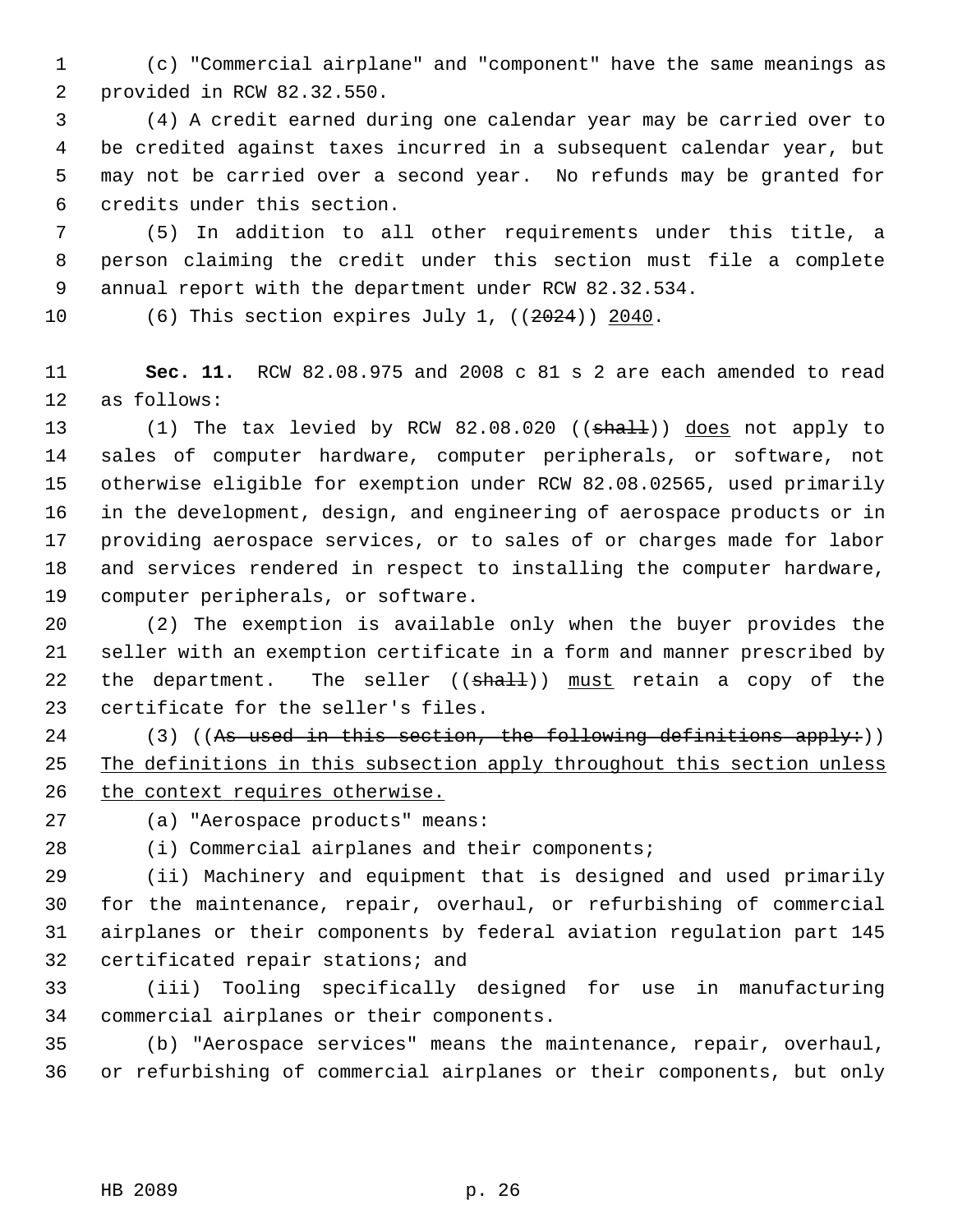(c) "Commercial airplane" and "component" have the same meanings as provided in RCW 82.32.550.

(4) A credit earned during one calendar year may be carried over to be credited against taxes incurred in a subsequent calendar year, but may not be carried over a second year. No refunds may be granted for credits under this section.

(5) In addition to all other requirements under this title, a person claiming the credit under this section must file a complete annual report with the department under RCW 82.32.534.

(6) This section expires July 1, ((~~2024~~)) 2040.

**Sec. 11.** RCW 82.08.975 and 2008 c 81 s 2 are each amended to read as follows:

(1) The tax levied by RCW 82.08.020 ((~~shall~~)) does not apply to sales of computer hardware, computer peripherals, or software, not otherwise eligible for exemption under RCW 82.08.02565, used primarily in the development, design, and engineering of aerospace products or in providing aerospace services, or to sales of or charges made for labor and services rendered in respect to installing the computer hardware, computer peripherals, or software.

(2) The exemption is available only when the buyer provides the seller with an exemption certificate in a form and manner prescribed by the department. The seller ((~~shall~~)) must retain a copy of the certificate for the seller's files.

(3) ((~~As used in this section, the following definitions apply:~~)) The definitions in this subsection apply throughout this section unless the context requires otherwise.

(a) "Aerospace products" means:

(i) Commercial airplanes and their components;

(ii) Machinery and equipment that is designed and used primarily for the maintenance, repair, overhaul, or refurbishing of commercial airplanes or their components by federal aviation regulation part 145 certificated repair stations; and

(iii) Tooling specifically designed for use in manufacturing commercial airplanes or their components.

(b) "Aerospace services" means the maintenance, repair, overhaul, or refurbishing of commercial airplanes or their components, but only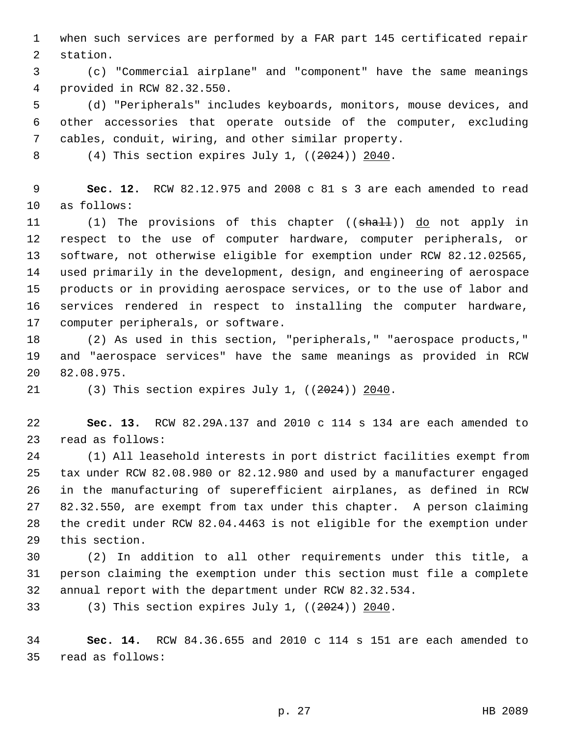when such services are performed by a FAR part 145 certificated repair station.

(c) "Commercial airplane" and "component" have the same meanings provided in RCW 82.32.550.

(d) "Peripherals" includes keyboards, monitors, mouse devices, and other accessories that operate outside of the computer, excluding cables, conduit, wiring, and other similar property.

(4) This section expires July 1, ((~~2024~~)) <u>2040</u>.

**Sec. 12.** RCW 82.12.975 and 2008 c 81 s 3 are each amended to read as follows:

(1) The provisions of this chapter ((~~shall~~)) <u>do</u> not apply in respect to the use of computer hardware, computer peripherals, or software, not otherwise eligible for exemption under RCW 82.12.02565, used primarily in the development, design, and engineering of aerospace products or in providing aerospace services, or to the use of labor and services rendered in respect to installing the computer hardware, computer peripherals, or software.

(2) As used in this section, "peripherals," "aerospace products," and "aerospace services" have the same meanings as provided in RCW 82.08.975.

(3) This section expires July 1, ((~~2024~~)) <u>2040</u>.

**Sec. 13.** RCW 82.29A.137 and 2010 c 114 s 134 are each amended to read as follows:

(1) All leasehold interests in port district facilities exempt from tax under RCW 82.08.980 or 82.12.980 and used by a manufacturer engaged in the manufacturing of superefficient airplanes, as defined in RCW 82.32.550, are exempt from tax under this chapter. A person claiming the credit under RCW 82.04.4463 is not eligible for the exemption under this section.

(2) In addition to all other requirements under this title, a person claiming the exemption under this section must file a complete annual report with the department under RCW 82.32.534.

(3) This section expires July 1, ((~~2024~~)) <u>2040</u>.

**Sec. 14.** RCW 84.36.655 and 2010 c 114 s 151 are each amended to read as follows: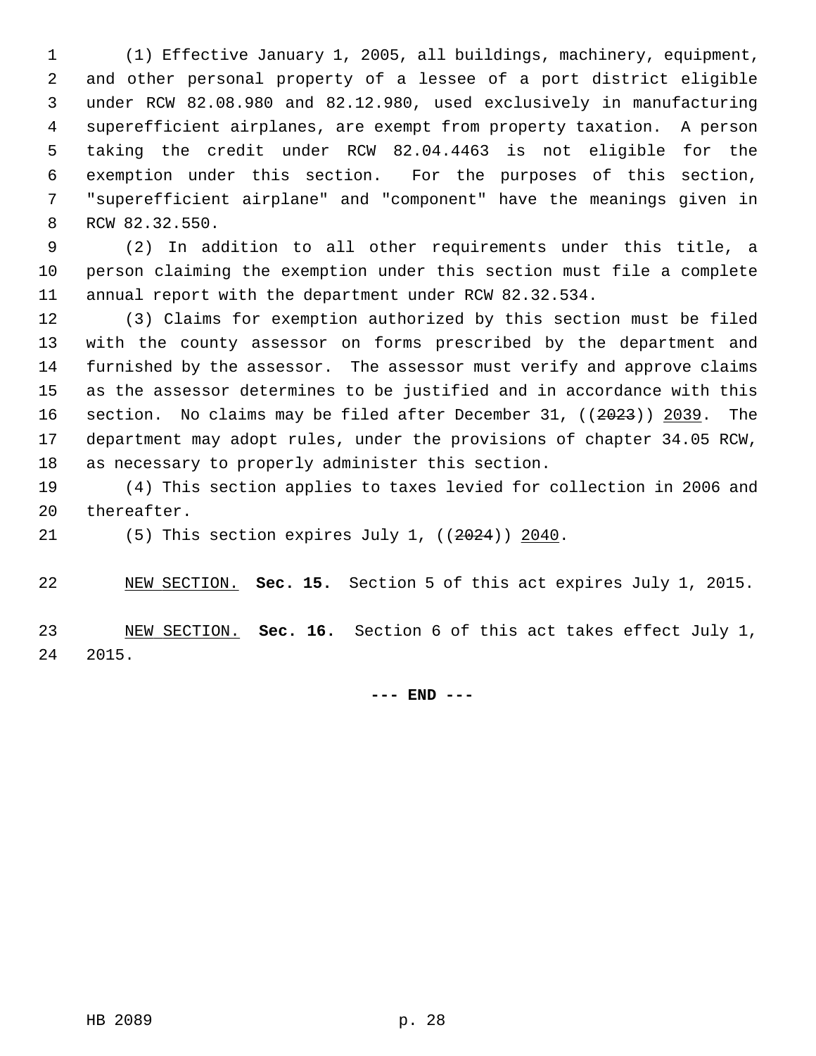(1) Effective January 1, 2005, all buildings, machinery, equipment, and other personal property of a lessee of a port district eligible under RCW 82.08.980 and 82.12.980, used exclusively in manufacturing superefficient airplanes, are exempt from property taxation. A person taking the credit under RCW 82.04.4463 is not eligible for the exemption under this section. For the purposes of this section, "superefficient airplane" and "component" have the meanings given in RCW 82.32.550.

(2) In addition to all other requirements under this title, a person claiming the exemption under this section must file a complete annual report with the department under RCW 82.32.534.

(3) Claims for exemption authorized by this section must be filed with the county assessor on forms prescribed by the department and furnished by the assessor. The assessor must verify and approve claims as the assessor determines to be justified and in accordance with this section. No claims may be filed after December 31, ((~~2023~~)) <u>2039</u>. The department may adopt rules, under the provisions of chapter 34.05 RCW, as necessary to properly administer this section.

(4) This section applies to taxes levied for collection in 2006 and thereafter.

(5) This section expires July 1, ((~~2024~~)) <u>2040</u>.

<u>NEW SECTION.</u> **Sec. 15.** Section 5 of this act expires July 1, 2015.

<u>NEW SECTION.</u> **Sec. 16.** Section 6 of this act takes effect July 1, 2015.

**--- END ---**